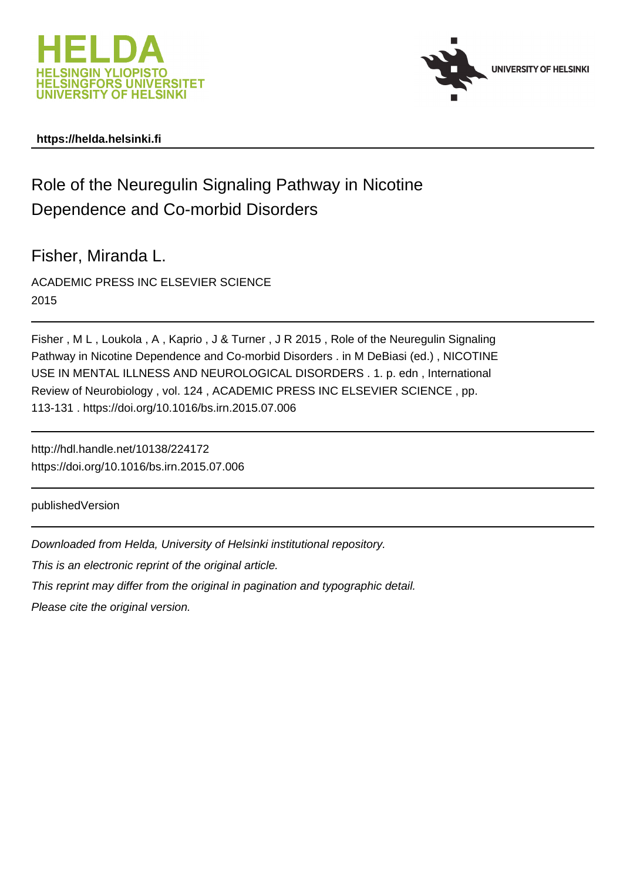HELDA
HELSINGIN YLIOPISTO
HELSINGFORS UNIVERSITET
UNIVERSITY OF HELSINKI

UNIVERSITY OF HELSINKI

**https://helda.helsinki.fi**

---

# Role of the Neuregulin Signaling Pathway in Nicotine Dependence and Co-morbid Disorders

## Fisher, Miranda L.

ACADEMIC PRESS INC ELSEVIER SCIENCE
2015

---

Fisher , M L , Loukola , A , Kaprio , J & Turner , J R 2015 , Role of the Neuregulin Signaling Pathway in Nicotine Dependence and Co-morbid Disorders . in M DeBiasi (ed.) , NICOTINE USE IN MENTAL ILLNESS AND NEUROLOGICAL DISORDERS . 1. p. edn , International Review of Neurobiology , vol. 124 , ACADEMIC PRESS INC ELSEVIER SCIENCE , pp. 113-131 . https://doi.org/10.1016/bs.irn.2015.07.006

---

http://hdl.handle.net/10138/224172
https://doi.org/10.1016/bs.irn.2015.07.006

---

publishedVersion

---

*Downloaded from Helda, University of Helsinki institutional repository.*

*This is an electronic reprint of the original article.*

*This reprint may differ from the original in pagination and typographic detail.*

*Please cite the original version.*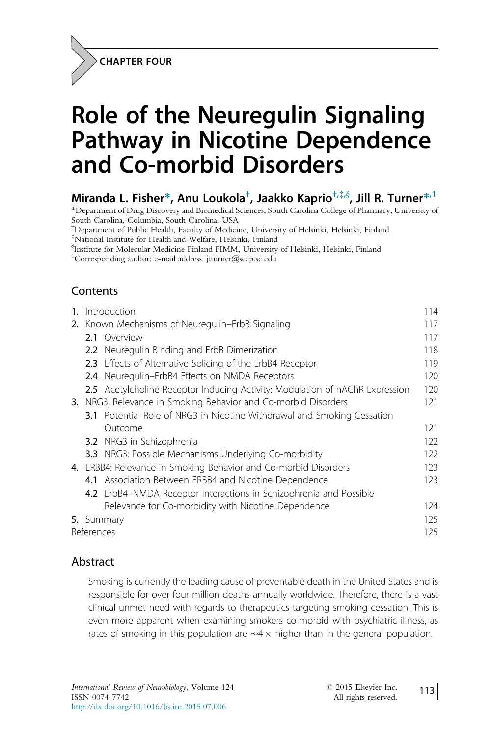CHAPTER FOUR

# Role of the Neuregulin Signaling Pathway in Nicotine Dependence and Co-morbid Disorders

**Miranda L. Fisher[*], Anu Loukola[†], Jaakko Kaprio[†,‡,§], Jill R. Turner[*,1]**

[*]Department of Drug Discovery and Biomedical Sciences, South Carolina College of Pharmacy, University of South Carolina, Columbia, South Carolina, USA
[†]Department of Public Health, Faculty of Medicine, University of Helsinki, Helsinki, Finland
[‡]National Institute for Health and Welfare, Helsinki, Finland
[§]Institute for Molecular Medicine Finland FIMM, University of Helsinki, Helsinki, Finland
[1]Corresponding author: e-mail address: jiturner@sccp.sc.edu

## Contents

1. Introduction 114
2. Known Mechanisms of Neuregulin–ErbB Signaling 117
   - 2.1 Overview 117
   - 2.2 Neuregulin Binding and ErbB Dimerization 118
   - 2.3 Effects of Alternative Splicing of the ErbB4 Receptor 119
   - 2.4 Neuregulin–ErbB4 Effects on NMDA Receptors 120
   - 2.5 Acetylcholine Receptor Inducing Activity: Modulation of nAChR Expression 120
3. NRG3: Relevance in Smoking Behavior and Co-morbid Disorders 121
   - 3.1 Potential Role of NRG3 in Nicotine Withdrawal and Smoking Cessation Outcome 121
   - 3.2 NRG3 in Schizophrenia 122
   - 3.3 NRG3: Possible Mechanisms Underlying Co-morbidity 122
4. ERBB4: Relevance in Smoking Behavior and Co-morbid Disorders 123
   - 4.1 Association Between ERBB4 and Nicotine Dependence 123
   - 4.2 ErbB4–NMDA Receptor Interactions in Schizophrenia and Possible Relevance for Co-morbidity with Nicotine Dependence 124
5. Summary 125

References 125

## Abstract

Smoking is currently the leading cause of preventable death in the United States and is responsible for over four million deaths annually worldwide. Therefore, there is a vast clinical unmet need with regards to therapeutics targeting smoking cessation. This is even more apparent when examining smokers co-morbid with psychiatric illness, as rates of smoking in this population are ∼4× higher than in the general population.

*International Review of Neurobiology*, Volume 124
ISSN 0074-7742
http://dx.doi.org/10.1016/bs.irn.2015.07.006

© 2015 Elsevier Inc.
All rights reserved.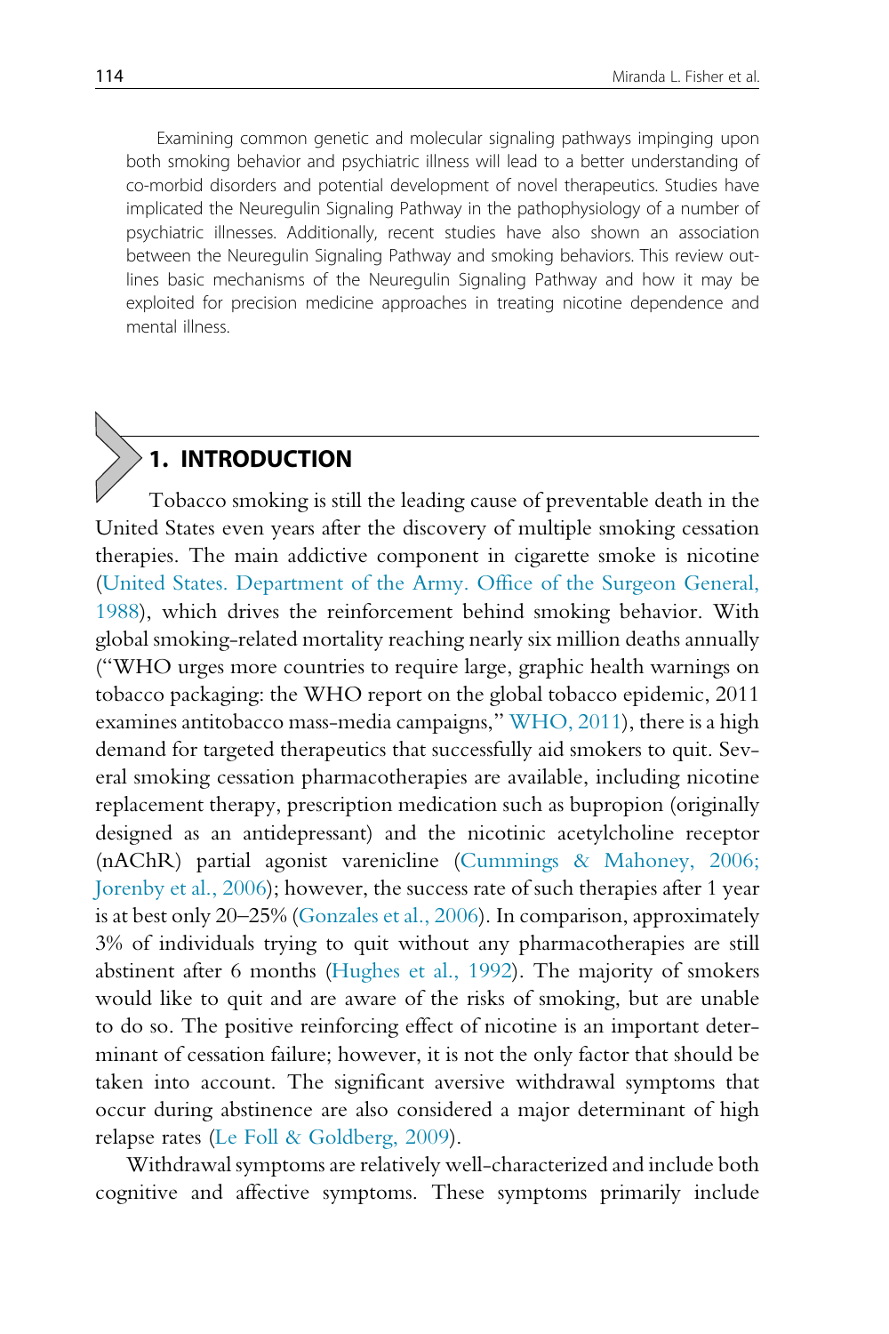Examining common genetic and molecular signaling pathways impinging upon both smoking behavior and psychiatric illness will lead to a better understanding of co-morbid disorders and potential development of novel therapeutics. Studies have implicated the Neuregulin Signaling Pathway in the pathophysiology of a number of psychiatric illnesses. Additionally, recent studies have also shown an association between the Neuregulin Signaling Pathway and smoking behaviors. This review outlines basic mechanisms of the Neuregulin Signaling Pathway and how it may be exploited for precision medicine approaches in treating nicotine dependence and mental illness.

## 1. INTRODUCTION

Tobacco smoking is still the leading cause of preventable death in the United States even years after the discovery of multiple smoking cessation therapies. The main addictive component in cigarette smoke is nicotine (United States. Department of the Army. Office of the Surgeon General, 1988), which drives the reinforcement behind smoking behavior. With global smoking-related mortality reaching nearly six million deaths annually ("WHO urges more countries to require large, graphic health warnings on tobacco packaging: the WHO report on the global tobacco epidemic, 2011 examines antitobacco mass-media campaigns," WHO, 2011), there is a high demand for targeted therapeutics that successfully aid smokers to quit. Several smoking cessation pharmacotherapies are available, including nicotine replacement therapy, prescription medication such as bupropion (originally designed as an antidepressant) and the nicotinic acetylcholine receptor (nAChR) partial agonist varenicline (Cummings & Mahoney, 2006; Jorenby et al., 2006); however, the success rate of such therapies after 1 year is at best only 20–25% (Gonzales et al., 2006). In comparison, approximately 3% of individuals trying to quit without any pharmacotherapies are still abstinent after 6 months (Hughes et al., 1992). The majority of smokers would like to quit and are aware of the risks of smoking, but are unable to do so. The positive reinforcing effect of nicotine is an important determinant of cessation failure; however, it is not the only factor that should be taken into account. The significant aversive withdrawal symptoms that occur during abstinence are also considered a major determinant of high relapse rates (Le Foll & Goldberg, 2009).

Withdrawal symptoms are relatively well-characterized and include both cognitive and affective symptoms. These symptoms primarily include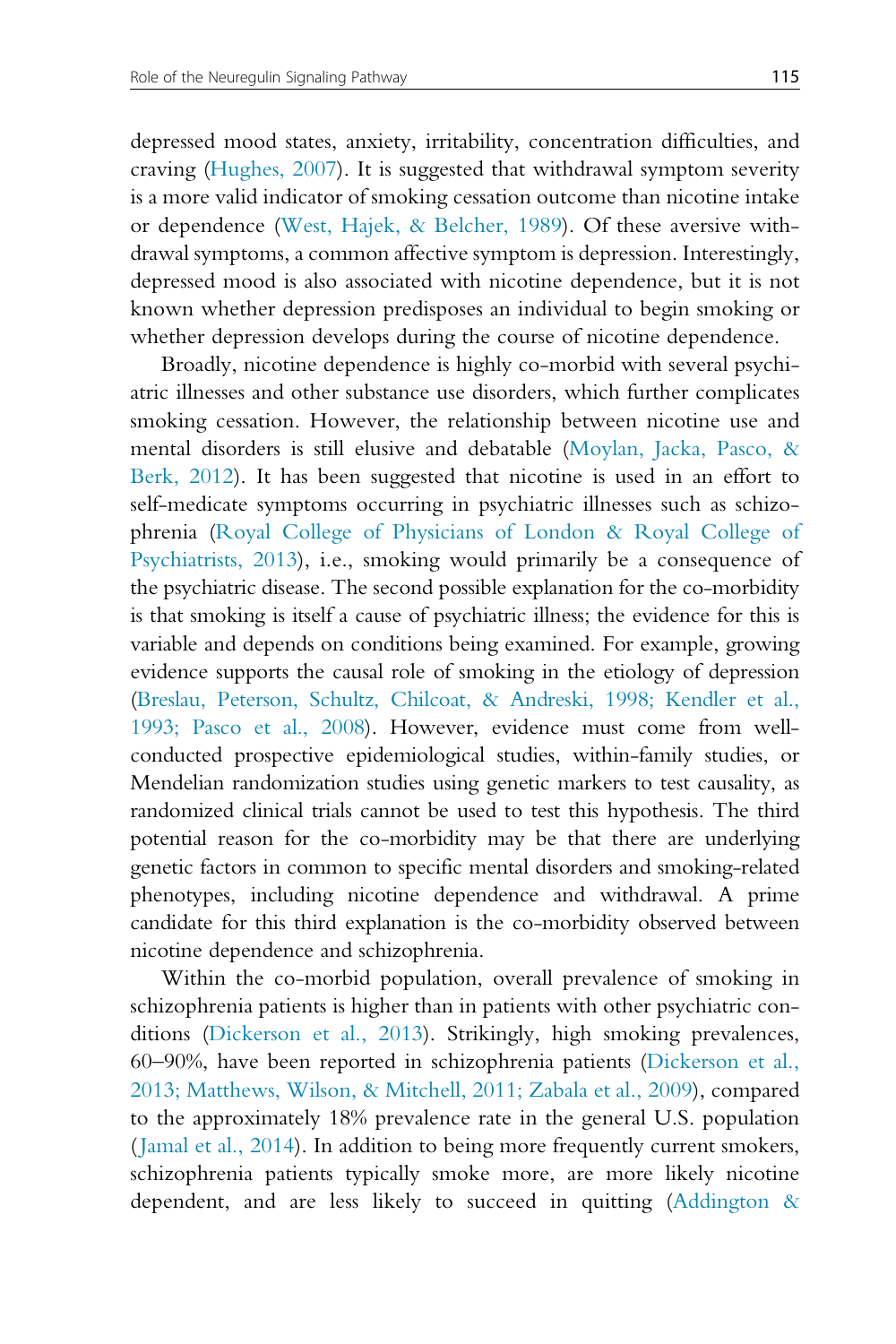depressed mood states, anxiety, irritability, concentration difficulties, and craving (Hughes, 2007). It is suggested that withdrawal symptom severity is a more valid indicator of smoking cessation outcome than nicotine intake or dependence (West, Hajek, & Belcher, 1989). Of these aversive withdrawal symptoms, a common affective symptom is depression. Interestingly, depressed mood is also associated with nicotine dependence, but it is not known whether depression predisposes an individual to begin smoking or whether depression develops during the course of nicotine dependence.

Broadly, nicotine dependence is highly co-morbid with several psychiatric illnesses and other substance use disorders, which further complicates smoking cessation. However, the relationship between nicotine use and mental disorders is still elusive and debatable (Moylan, Jacka, Pasco, & Berk, 2012). It has been suggested that nicotine is used in an effort to self-medicate symptoms occurring in psychiatric illnesses such as schizophrenia (Royal College of Physicians of London & Royal College of Psychiatrists, 2013), i.e., smoking would primarily be a consequence of the psychiatric disease. The second possible explanation for the co-morbidity is that smoking is itself a cause of psychiatric illness; the evidence for this is variable and depends on conditions being examined. For example, growing evidence supports the causal role of smoking in the etiology of depression (Breslau, Peterson, Schultz, Chilcoat, & Andreski, 1998; Kendler et al., 1993; Pasco et al., 2008). However, evidence must come from well-conducted prospective epidemiological studies, within-family studies, or Mendelian randomization studies using genetic markers to test causality, as randomized clinical trials cannot be used to test this hypothesis. The third potential reason for the co-morbidity may be that there are underlying genetic factors in common to specific mental disorders and smoking-related phenotypes, including nicotine dependence and withdrawal. A prime candidate for this third explanation is the co-morbidity observed between nicotine dependence and schizophrenia.

Within the co-morbid population, overall prevalence of smoking in schizophrenia patients is higher than in patients with other psychiatric conditions (Dickerson et al., 2013). Strikingly, high smoking prevalences, 60–90%, have been reported in schizophrenia patients (Dickerson et al., 2013; Matthews, Wilson, & Mitchell, 2011; Zabala et al., 2009), compared to the approximately 18% prevalence rate in the general U.S. population (Jamal et al., 2014). In addition to being more frequently current smokers, schizophrenia patients typically smoke more, are more likely nicotine dependent, and are less likely to succeed in quitting (Addington &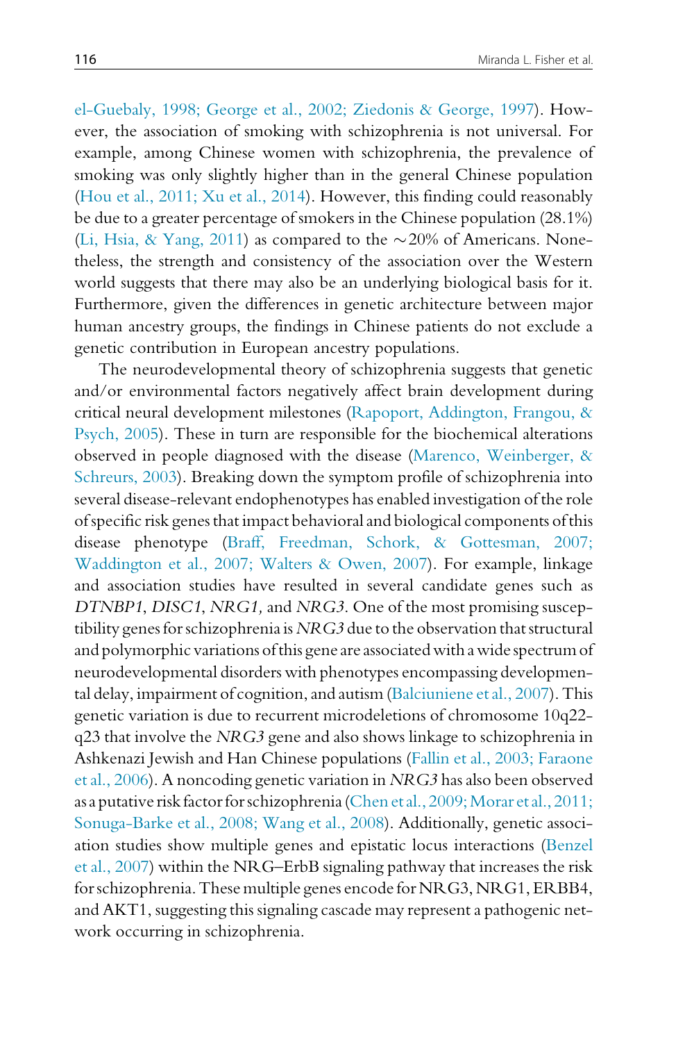el-Guebaly, 1998; George et al., 2002; Ziedonis & George, 1997). However, the association of smoking with schizophrenia is not universal. For example, among Chinese women with schizophrenia, the prevalence of smoking was only slightly higher than in the general Chinese population (Hou et al., 2011; Xu et al., 2014). However, this finding could reasonably be due to a greater percentage of smokers in the Chinese population (28.1%) (Li, Hsia, & Yang, 2011) as compared to the ~20% of Americans. Nonetheless, the strength and consistency of the association over the Western world suggests that there may also be an underlying biological basis for it. Furthermore, given the differences in genetic architecture between major human ancestry groups, the findings in Chinese patients do not exclude a genetic contribution in European ancestry populations.

The neurodevelopmental theory of schizophrenia suggests that genetic and/or environmental factors negatively affect brain development during critical neural development milestones (Rapoport, Addington, Frangou, & Psych, 2005). These in turn are responsible for the biochemical alterations observed in people diagnosed with the disease (Marenco, Weinberger, & Schreurs, 2003). Breaking down the symptom profile of schizophrenia into several disease-relevant endophenotypes has enabled investigation of the role of specific risk genes that impact behavioral and biological components of this disease phenotype (Braff, Freedman, Schork, & Gottesman, 2007; Waddington et al., 2007; Walters & Owen, 2007). For example, linkage and association studies have resulted in several candidate genes such as *DTNBP1*, *DISC1*, *NRG1,* and *NRG3.* One of the most promising susceptibility genes for schizophrenia is *NRG3* due to the observation that structural and polymorphic variations of this gene are associated with a wide spectrum of neurodevelopmental disorders with phenotypes encompassing developmental delay, impairment of cognition, and autism (Balciuniene et al., 2007). This genetic variation is due to recurrent microdeletions of chromosome 10q22-q23 that involve the *NRG3* gene and also shows linkage to schizophrenia in Ashkenazi Jewish and Han Chinese populations (Fallin et al., 2003; Faraone et al., 2006). A noncoding genetic variation in *NRG3* has also been observed as a putative risk factor for schizophrenia (Chen et al., 2009; Morar et al., 2011; Sonuga-Barke et al., 2008; Wang et al., 2008). Additionally, genetic association studies show multiple genes and epistatic locus interactions (Benzel et al., 2007) within the NRG–ErbB signaling pathway that increases the risk for schizophrenia. These multiple genes encode for NRG3, NRG1, ERBB4, and AKT1, suggesting this signaling cascade may represent a pathogenic network occurring in schizophrenia.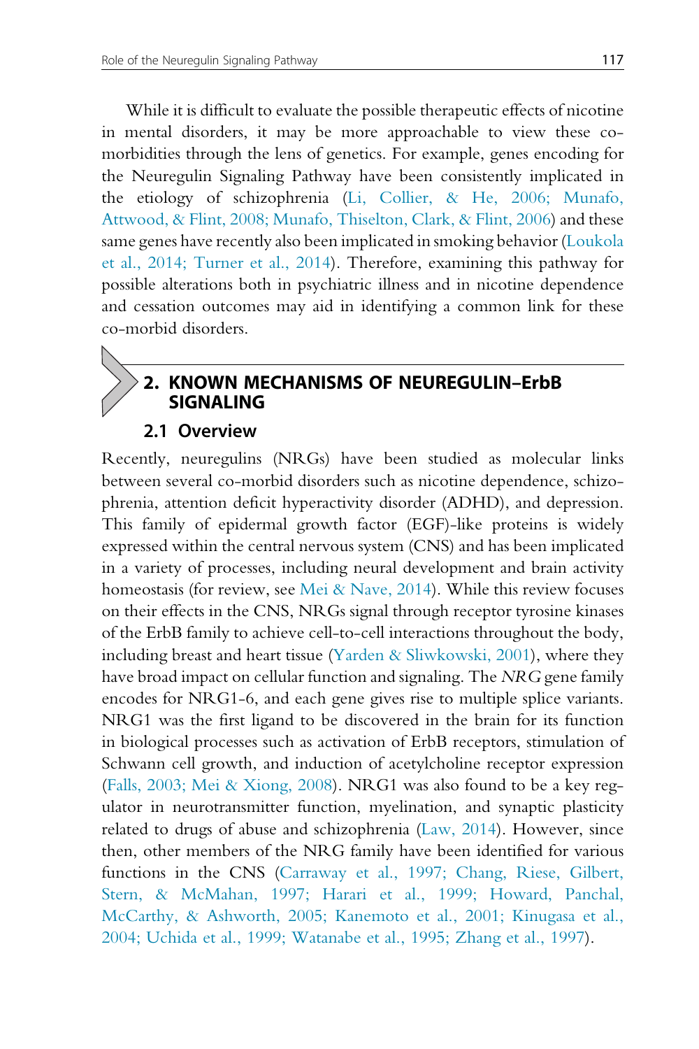While it is difficult to evaluate the possible therapeutic effects of nicotine in mental disorders, it may be more approachable to view these co-morbidities through the lens of genetics. For example, genes encoding for the Neuregulin Signaling Pathway have been consistently implicated in the etiology of schizophrenia (Li, Collier, & He, 2006; Munafo, Attwood, & Flint, 2008; Munafo, Thiselton, Clark, & Flint, 2006) and these same genes have recently also been implicated in smoking behavior (Loukola et al., 2014; Turner et al., 2014). Therefore, examining this pathway for possible alterations both in psychiatric illness and in nicotine dependence and cessation outcomes may aid in identifying a common link for these co-morbid disorders.

## 2. KNOWN MECHANISMS OF NEUREGULIN–ErbB SIGNALING

### 2.1 Overview

Recently, neuregulins (NRGs) have been studied as molecular links between several co-morbid disorders such as nicotine dependence, schizophrenia, attention deficit hyperactivity disorder (ADHD), and depression. This family of epidermal growth factor (EGF)-like proteins is widely expressed within the central nervous system (CNS) and has been implicated in a variety of processes, including neural development and brain activity homeostasis (for review, see Mei & Nave, 2014). While this review focuses on their effects in the CNS, NRGs signal through receptor tyrosine kinases of the ErbB family to achieve cell-to-cell interactions throughout the body, including breast and heart tissue (Yarden & Sliwkowski, 2001), where they have broad impact on cellular function and signaling. The *NRG* gene family encodes for NRG1-6, and each gene gives rise to multiple splice variants. NRG1 was the first ligand to be discovered in the brain for its function in biological processes such as activation of ErbB receptors, stimulation of Schwann cell growth, and induction of acetylcholine receptor expression (Falls, 2003; Mei & Xiong, 2008). NRG1 was also found to be a key regulator in neurotransmitter function, myelination, and synaptic plasticity related to drugs of abuse and schizophrenia (Law, 2014). However, since then, other members of the NRG family have been identified for various functions in the CNS (Carraway et al., 1997; Chang, Riese, Gilbert, Stern, & McMahan, 1997; Harari et al., 1999; Howard, Panchal, McCarthy, & Ashworth, 2005; Kanemoto et al., 2001; Kinugasa et al., 2004; Uchida et al., 1999; Watanabe et al., 1995; Zhang et al., 1997).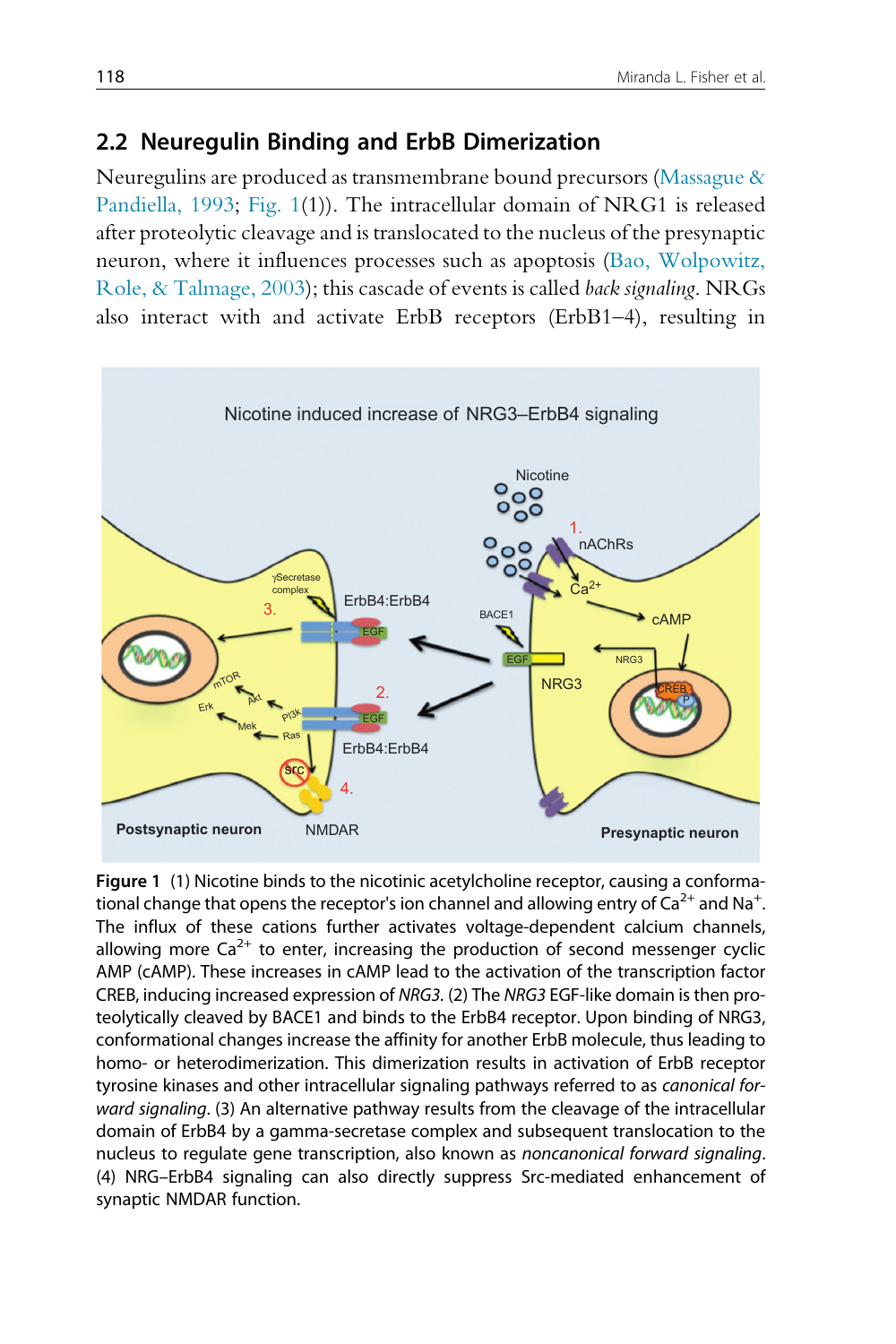## 2.2 Neuregulin Binding and ErbB Dimerization

Neuregulins are produced as transmembrane bound precursors (Massague & Pandiella, 1993; Fig. 1(1)). The intracellular domain of NRG1 is released after proteolytic cleavage and is translocated to the nucleus of the presynaptic neuron, where it influences processes such as apoptosis (Bao, Wolpowitz, Role, & Talmage, 2003); this cascade of events is called *back signaling*. NRGs also interact with and activate ErbB receptors (ErbB1–4), resulting in

**Figure 1** (1) Nicotine binds to the nicotinic acetylcholine receptor, causing a conformational change that opens the receptor's ion channel and allowing entry of $Ca^{2+}$ and $Na^{+}$. The influx of these cations further activates voltage-dependent calcium channels, allowing more $Ca^{2+}$ to enter, increasing the production of second messenger cyclic AMP (cAMP). These increases in cAMP lead to the activation of the transcription factor CREB, inducing increased expression of *NRG3*. (2) The *NRG3* EGF-like domain is then proteolytically cleaved by BACE1 and binds to the ErbB4 receptor. Upon binding of NRG3, conformational changes increase the affinity for another ErbB molecule, thus leading to homo- or heterodimerization. This dimerization results in activation of ErbB receptor tyrosine kinases and other intracellular signaling pathways referred to as *canonical forward signaling*. (3) An alternative pathway results from the cleavage of the intracellular domain of ErbB4 by a gamma-secretase complex and subsequent translocation to the nucleus to regulate gene transcription, also known as *noncanonical forward signaling*. (4) NRG–ErbB4 signaling can also directly suppress Src-mediated enhancement of synaptic NMDAR function.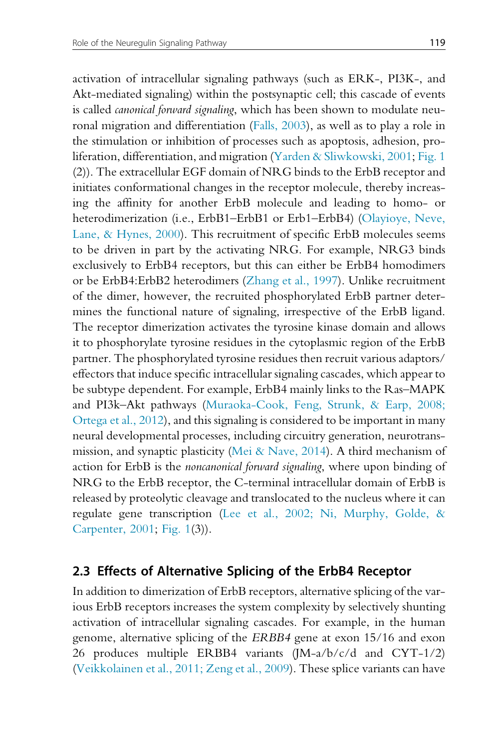activation of intracellular signaling pathways (such as ERK-, PI3K-, and Akt-mediated signaling) within the postsynaptic cell; this cascade of events is called *canonical forward signaling*, which has been shown to modulate neuronal migration and differentiation (Falls, 2003), as well as to play a role in the stimulation or inhibition of processes such as apoptosis, adhesion, proliferation, differentiation, and migration (Yarden & Sliwkowski, 2001; Fig. 1 (2)). The extracellular EGF domain of NRG binds to the ErbB receptor and initiates conformational changes in the receptor molecule, thereby increasing the affinity for another ErbB molecule and leading to homo- or heterodimerization (i.e., ErbB1–ErbB1 or Erb1–ErbB4) (Olayioye, Neve, Lane, & Hynes, 2000). This recruitment of specific ErbB molecules seems to be driven in part by the activating NRG. For example, NRG3 binds exclusively to ErbB4 receptors, but this can either be ErbB4 homodimers or be ErbB4:ErbB2 heterodimers (Zhang et al., 1997). Unlike recruitment of the dimer, however, the recruited phosphorylated ErbB partner determines the functional nature of signaling, irrespective of the ErbB ligand. The receptor dimerization activates the tyrosine kinase domain and allows it to phosphorylate tyrosine residues in the cytoplasmic region of the ErbB partner. The phosphorylated tyrosine residues then recruit various adaptors/effectors that induce specific intracellular signaling cascades, which appear to be subtype dependent. For example, ErbB4 mainly links to the Ras–MAPK and PI3k–Akt pathways (Muraoka-Cook, Feng, Strunk, & Earp, 2008; Ortega et al., 2012), and this signaling is considered to be important in many neural developmental processes, including circuitry generation, neurotransmission, and synaptic plasticity (Mei & Nave, 2014). A third mechanism of action for ErbB is the *noncanonical forward signaling*, where upon binding of NRG to the ErbB receptor, the C-terminal intracellular domain of ErbB is released by proteolytic cleavage and translocated to the nucleus where it can regulate gene transcription (Lee et al., 2002; Ni, Murphy, Golde, & Carpenter, 2001; Fig. 1(3)).

## 2.3 Effects of Alternative Splicing of the ErbB4 Receptor

In addition to dimerization of ErbB receptors, alternative splicing of the various ErbB receptors increases the system complexity by selectively shunting activation of intracellular signaling cascades. For example, in the human genome, alternative splicing of the *ERBB4* gene at exon 15/16 and exon 26 produces multiple ERBB4 variants (JM-a/b/c/d and CYT-1/2) (Veikkolainen et al., 2011; Zeng et al., 2009). These splice variants can have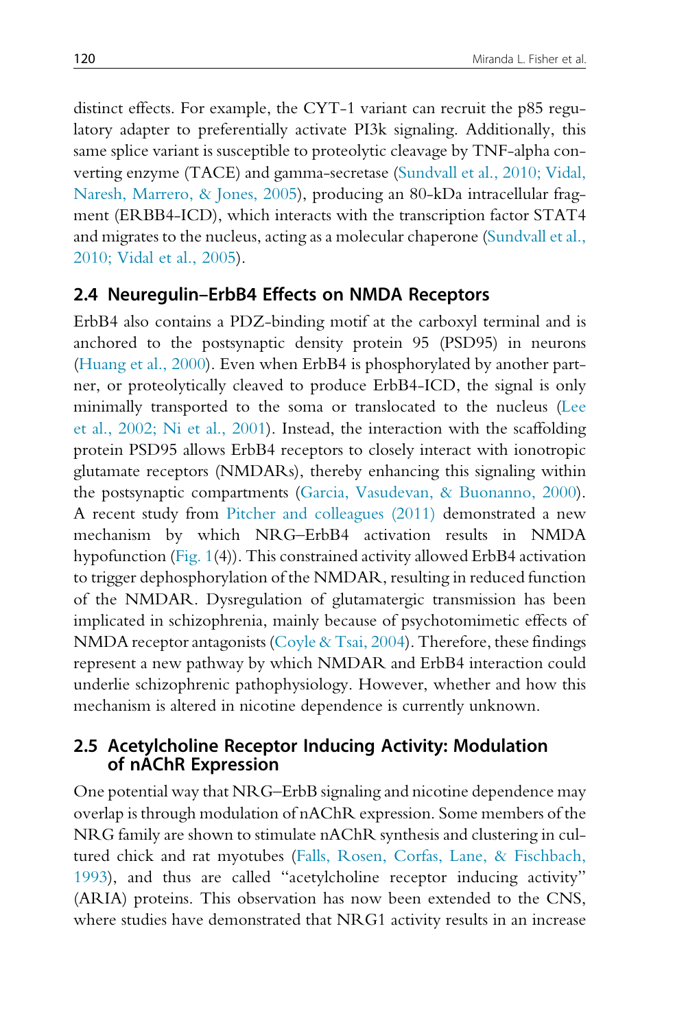distinct effects. For example, the CYT-1 variant can recruit the p85 regulatory adapter to preferentially activate PI3k signaling. Additionally, this same splice variant is susceptible to proteolytic cleavage by TNF-alpha converting enzyme (TACE) and gamma-secretase (Sundvall et al., 2010; Vidal, Naresh, Marrero, & Jones, 2005), producing an 80-kDa intracellular fragment (ERBB4-ICD), which interacts with the transcription factor STAT4 and migrates to the nucleus, acting as a molecular chaperone (Sundvall et al., 2010; Vidal et al., 2005).

## 2.4 Neuregulin–ErbB4 Effects on NMDA Receptors

ErbB4 also contains a PDZ-binding motif at the carboxyl terminal and is anchored to the postsynaptic density protein 95 (PSD95) in neurons (Huang et al., 2000). Even when ErbB4 is phosphorylated by another partner, or proteolytically cleaved to produce ErbB4-ICD, the signal is only minimally transported to the soma or translocated to the nucleus (Lee et al., 2002; Ni et al., 2001). Instead, the interaction with the scaffolding protein PSD95 allows ErbB4 receptors to closely interact with ionotropic glutamate receptors (NMDARs), thereby enhancing this signaling within the postsynaptic compartments (Garcia, Vasudevan, & Buonanno, 2000). A recent study from Pitcher and colleagues (2011) demonstrated a new mechanism by which NRG–ErbB4 activation results in NMDA hypofunction (Fig. 1(4)). This constrained activity allowed ErbB4 activation to trigger dephosphorylation of the NMDAR, resulting in reduced function of the NMDAR. Dysregulation of glutamatergic transmission has been implicated in schizophrenia, mainly because of psychotomimetic effects of NMDA receptor antagonists (Coyle & Tsai, 2004). Therefore, these findings represent a new pathway by which NMDAR and ErbB4 interaction could underlie schizophrenic pathophysiology. However, whether and how this mechanism is altered in nicotine dependence is currently unknown.

## 2.5 Acetylcholine Receptor Inducing Activity: Modulation of nAChR Expression

One potential way that NRG–ErbB signaling and nicotine dependence may overlap is through modulation of nAChR expression. Some members of the NRG family are shown to stimulate nAChR synthesis and clustering in cultured chick and rat myotubes (Falls, Rosen, Corfas, Lane, & Fischbach, 1993), and thus are called "acetylcholine receptor inducing activity" (ARIA) proteins. This observation has now been extended to the CNS, where studies have demonstrated that NRG1 activity results in an increase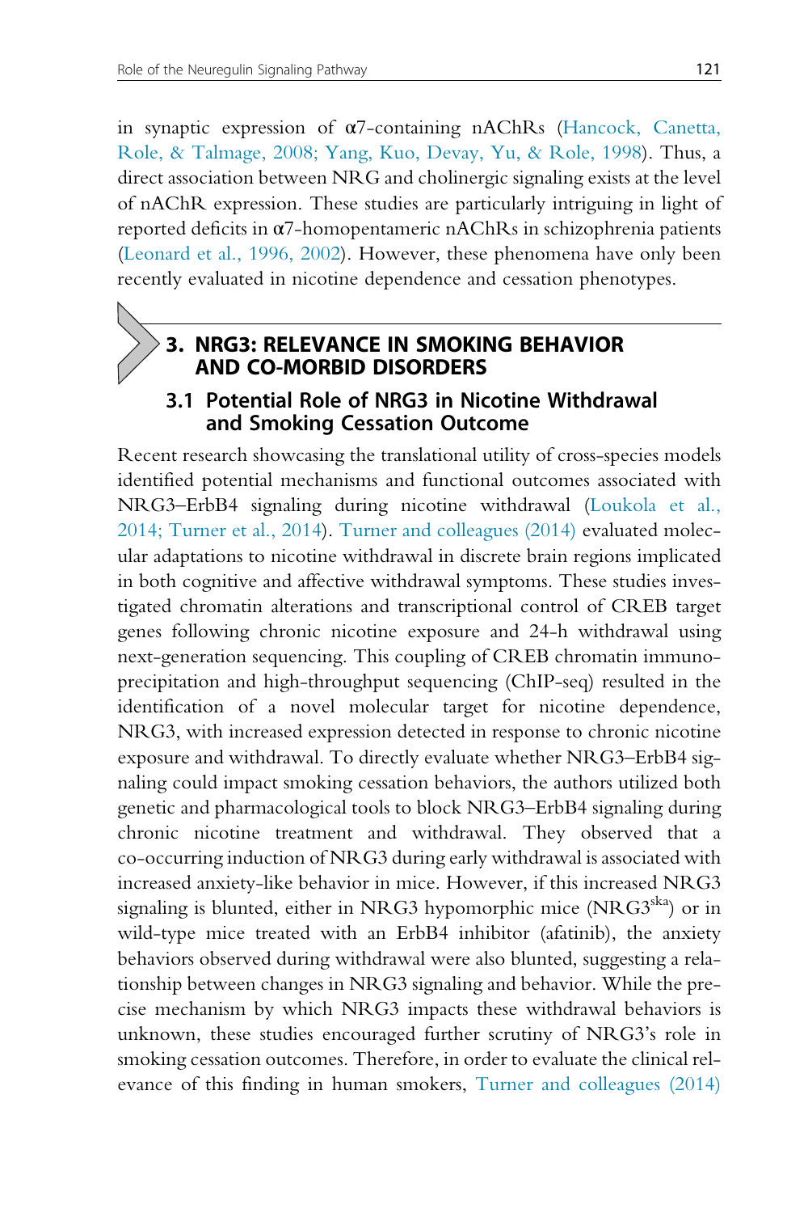in synaptic expression of α7-containing nAChRs (Hancock, Canetta, Role, & Talmage, 2008; Yang, Kuo, Devay, Yu, & Role, 1998). Thus, a direct association between NRG and cholinergic signaling exists at the level of nAChR expression. These studies are particularly intriguing in light of reported deficits in α7-homopentameric nAChRs in schizophrenia patients (Leonard et al., 1996, 2002). However, these phenomena have only been recently evaluated in nicotine dependence and cessation phenotypes.

## 3. NRG3: RELEVANCE IN SMOKING BEHAVIOR AND CO-MORBID DISORDERS

### 3.1 Potential Role of NRG3 in Nicotine Withdrawal and Smoking Cessation Outcome

Recent research showcasing the translational utility of cross-species models identified potential mechanisms and functional outcomes associated with NRG3–ErbB4 signaling during nicotine withdrawal (Loukola et al., 2014; Turner et al., 2014). Turner and colleagues (2014) evaluated molecular adaptations to nicotine withdrawal in discrete brain regions implicated in both cognitive and affective withdrawal symptoms. These studies investigated chromatin alterations and transcriptional control of CREB target genes following chronic nicotine exposure and 24-h withdrawal using next-generation sequencing. This coupling of CREB chromatin immunoprecipitation and high-throughput sequencing (ChIP-seq) resulted in the identification of a novel molecular target for nicotine dependence, NRG3, with increased expression detected in response to chronic nicotine exposure and withdrawal. To directly evaluate whether NRG3–ErbB4 signaling could impact smoking cessation behaviors, the authors utilized both genetic and pharmacological tools to block NRG3–ErbB4 signaling during chronic nicotine treatment and withdrawal. They observed that a co-occurring induction of NRG3 during early withdrawal is associated with increased anxiety-like behavior in mice. However, if this increased NRG3 signaling is blunted, either in NRG3 hypomorphic mice ($NRG3^{ska}$) or in wild-type mice treated with an ErbB4 inhibitor (afatinib), the anxiety behaviors observed during withdrawal were also blunted, suggesting a relationship between changes in NRG3 signaling and behavior. While the precise mechanism by which NRG3 impacts these withdrawal behaviors is unknown, these studies encouraged further scrutiny of NRG3's role in smoking cessation outcomes. Therefore, in order to evaluate the clinical relevance of this finding in human smokers, Turner and colleagues (2014)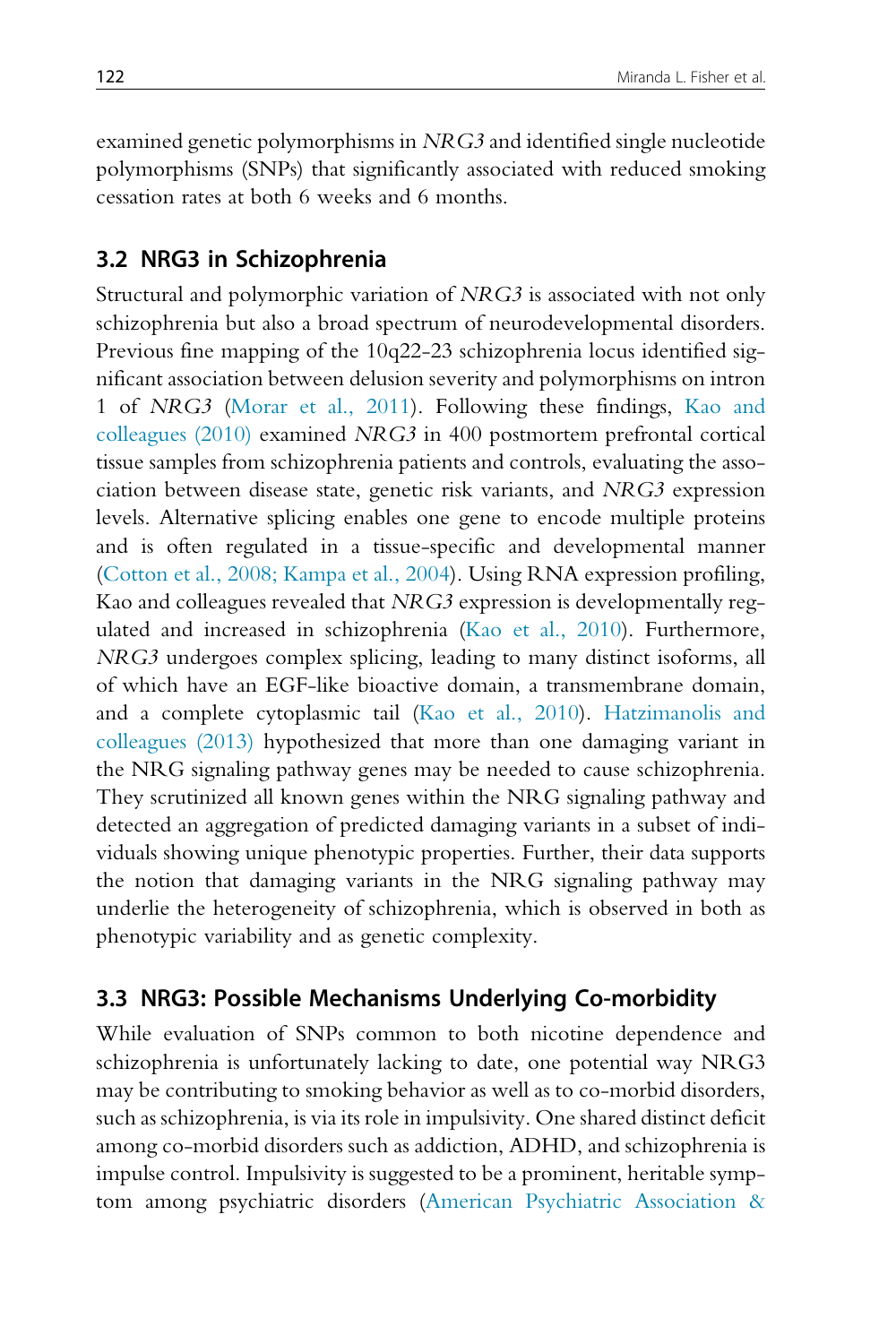examined genetic polymorphisms in *NRG3* and identified single nucleotide polymorphisms (SNPs) that significantly associated with reduced smoking cessation rates at both 6 weeks and 6 months.

## 3.2 NRG3 in Schizophrenia

Structural and polymorphic variation of *NRG3* is associated with not only schizophrenia but also a broad spectrum of neurodevelopmental disorders. Previous fine mapping of the 10q22-23 schizophrenia locus identified significant association between delusion severity and polymorphisms on intron 1 of *NRG3* (Morar et al., 2011). Following these findings, Kao and colleagues (2010) examined *NRG3* in 400 postmortem prefrontal cortical tissue samples from schizophrenia patients and controls, evaluating the association between disease state, genetic risk variants, and *NRG3* expression levels. Alternative splicing enables one gene to encode multiple proteins and is often regulated in a tissue-specific and developmental manner (Cotton et al., 2008; Kampa et al., 2004). Using RNA expression profiling, Kao and colleagues revealed that *NRG3* expression is developmentally regulated and increased in schizophrenia (Kao et al., 2010). Furthermore, *NRG3* undergoes complex splicing, leading to many distinct isoforms, all of which have an EGF-like bioactive domain, a transmembrane domain, and a complete cytoplasmic tail (Kao et al., 2010). Hatzimanolis and colleagues (2013) hypothesized that more than one damaging variant in the NRG signaling pathway genes may be needed to cause schizophrenia. They scrutinized all known genes within the NRG signaling pathway and detected an aggregation of predicted damaging variants in a subset of individuals showing unique phenotypic properties. Further, their data supports the notion that damaging variants in the NRG signaling pathway may underlie the heterogeneity of schizophrenia, which is observed in both as phenotypic variability and as genetic complexity.

## 3.3 NRG3: Possible Mechanisms Underlying Co-morbidity

While evaluation of SNPs common to both nicotine dependence and schizophrenia is unfortunately lacking to date, one potential way NRG3 may be contributing to smoking behavior as well as to co-morbid disorders, such as schizophrenia, is via its role in impulsivity. One shared distinct deficit among co-morbid disorders such as addiction, ADHD, and schizophrenia is impulse control. Impulsivity is suggested to be a prominent, heritable symptom among psychiatric disorders (American Psychiatric Association &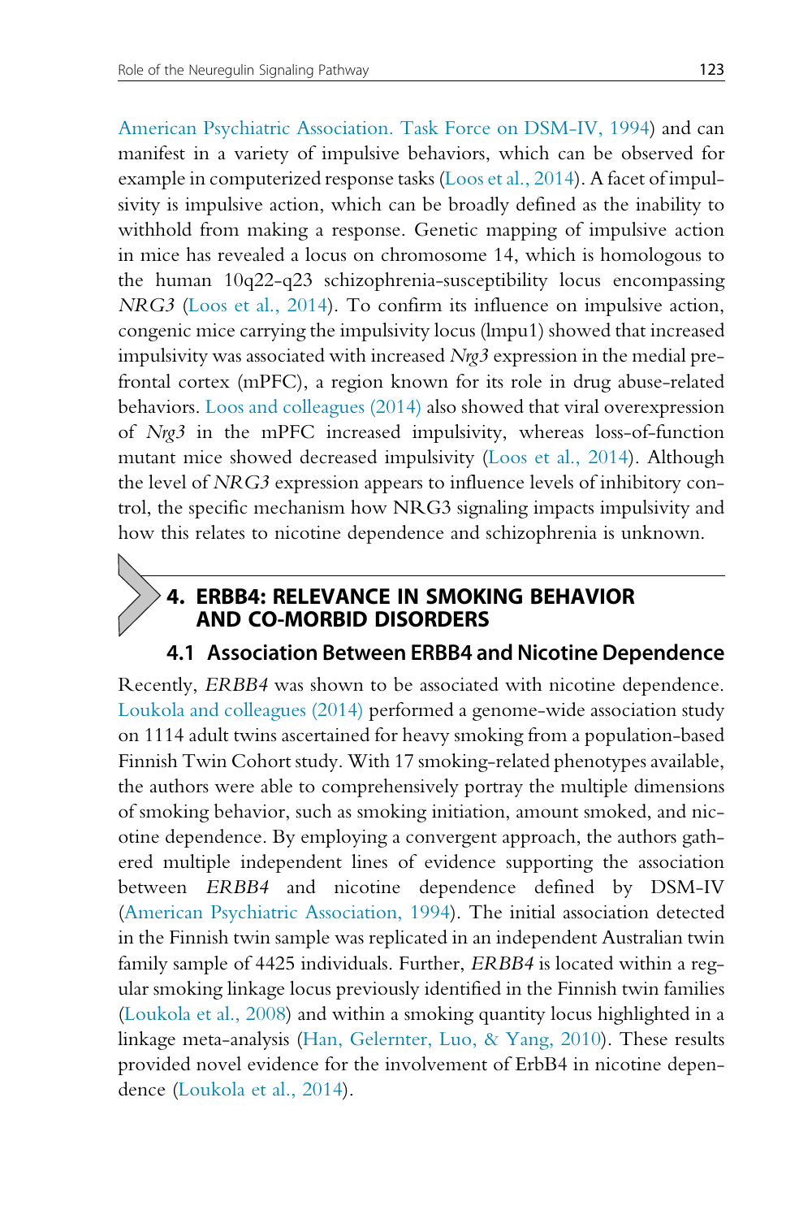American Psychiatric Association. Task Force on DSM-IV, 1994) and can manifest in a variety of impulsive behaviors, which can be observed for example in computerized response tasks (Loos et al., 2014). A facet of impulsivity is impulsive action, which can be broadly defined as the inability to withhold from making a response. Genetic mapping of impulsive action in mice has revealed a locus on chromosome 14, which is homologous to the human 10q22-q23 schizophrenia-susceptibility locus encompassing *NRG3* (Loos et al., 2014). To confirm its influence on impulsive action, congenic mice carrying the impulsivity locus (lmpu1) showed that increased impulsivity was associated with increased *Nrg3* expression in the medial prefrontal cortex (mPFC), a region known for its role in drug abuse-related behaviors. Loos and colleagues (2014) also showed that viral overexpression of *Nrg3* in the mPFC increased impulsivity, whereas loss-of-function mutant mice showed decreased impulsivity (Loos et al., 2014). Although the level of *NRG3* expression appears to influence levels of inhibitory control, the specific mechanism how NRG3 signaling impacts impulsivity and how this relates to nicotine dependence and schizophrenia is unknown.

# 4. ERBB4: RELEVANCE IN SMOKING BEHAVIOR AND CO-MORBID DISORDERS

## 4.1 Association Between ERBB4 and Nicotine Dependence

Recently, *ERBB4* was shown to be associated with nicotine dependence. Loukola and colleagues (2014) performed a genome-wide association study on 1114 adult twins ascertained for heavy smoking from a population-based Finnish Twin Cohort study. With 17 smoking-related phenotypes available, the authors were able to comprehensively portray the multiple dimensions of smoking behavior, such as smoking initiation, amount smoked, and nicotine dependence. By employing a convergent approach, the authors gathered multiple independent lines of evidence supporting the association between *ERBB4* and nicotine dependence defined by DSM-IV (American Psychiatric Association, 1994). The initial association detected in the Finnish twin sample was replicated in an independent Australian twin family sample of 4425 individuals. Further, *ERBB4* is located within a regular smoking linkage locus previously identified in the Finnish twin families (Loukola et al., 2008) and within a smoking quantity locus highlighted in a linkage meta-analysis (Han, Gelernter, Luo, & Yang, 2010). These results provided novel evidence for the involvement of ErbB4 in nicotine dependence (Loukola et al., 2014).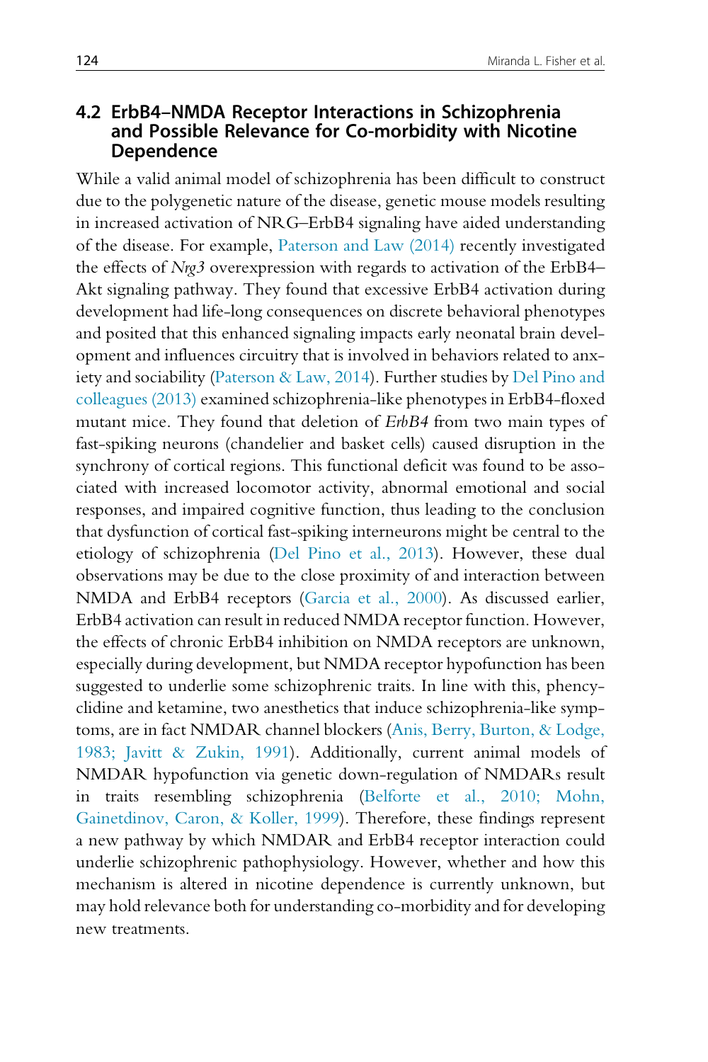## 4.2 ErbB4–NMDA Receptor Interactions in Schizophrenia and Possible Relevance for Co-morbidity with Nicotine Dependence

While a valid animal model of schizophrenia has been difficult to construct due to the polygenetic nature of the disease, genetic mouse models resulting in increased activation of NRG–ErbB4 signaling have aided understanding of the disease. For example, Paterson and Law (2014) recently investigated the effects of *Nrg3* overexpression with regards to activation of the ErbB4–Akt signaling pathway. They found that excessive ErbB4 activation during development had life-long consequences on discrete behavioral phenotypes and posited that this enhanced signaling impacts early neonatal brain development and influences circuitry that is involved in behaviors related to anxiety and sociability (Paterson & Law, 2014). Further studies by Del Pino and colleagues (2013) examined schizophrenia-like phenotypes in ErbB4-floxed mutant mice. They found that deletion of *ErbB4* from two main types of fast-spiking neurons (chandelier and basket cells) caused disruption in the synchrony of cortical regions. This functional deficit was found to be associated with increased locomotor activity, abnormal emotional and social responses, and impaired cognitive function, thus leading to the conclusion that dysfunction of cortical fast-spiking interneurons might be central to the etiology of schizophrenia (Del Pino et al., 2013). However, these dual observations may be due to the close proximity of and interaction between NMDA and ErbB4 receptors (Garcia et al., 2000). As discussed earlier, ErbB4 activation can result in reduced NMDA receptor function. However, the effects of chronic ErbB4 inhibition on NMDA receptors are unknown, especially during development, but NMDA receptor hypofunction has been suggested to underlie some schizophrenic traits. In line with this, phencyclidine and ketamine, two anesthetics that induce schizophrenia-like symptoms, are in fact NMDAR channel blockers (Anis, Berry, Burton, & Lodge, 1983; Javitt & Zukin, 1991). Additionally, current animal models of NMDAR hypofunction via genetic down-regulation of NMDARs result in traits resembling schizophrenia (Belforte et al., 2010; Mohn, Gainetdinov, Caron, & Koller, 1999). Therefore, these findings represent a new pathway by which NMDAR and ErbB4 receptor interaction could underlie schizophrenic pathophysiology. However, whether and how this mechanism is altered in nicotine dependence is currently unknown, but may hold relevance both for understanding co-morbidity and for developing new treatments.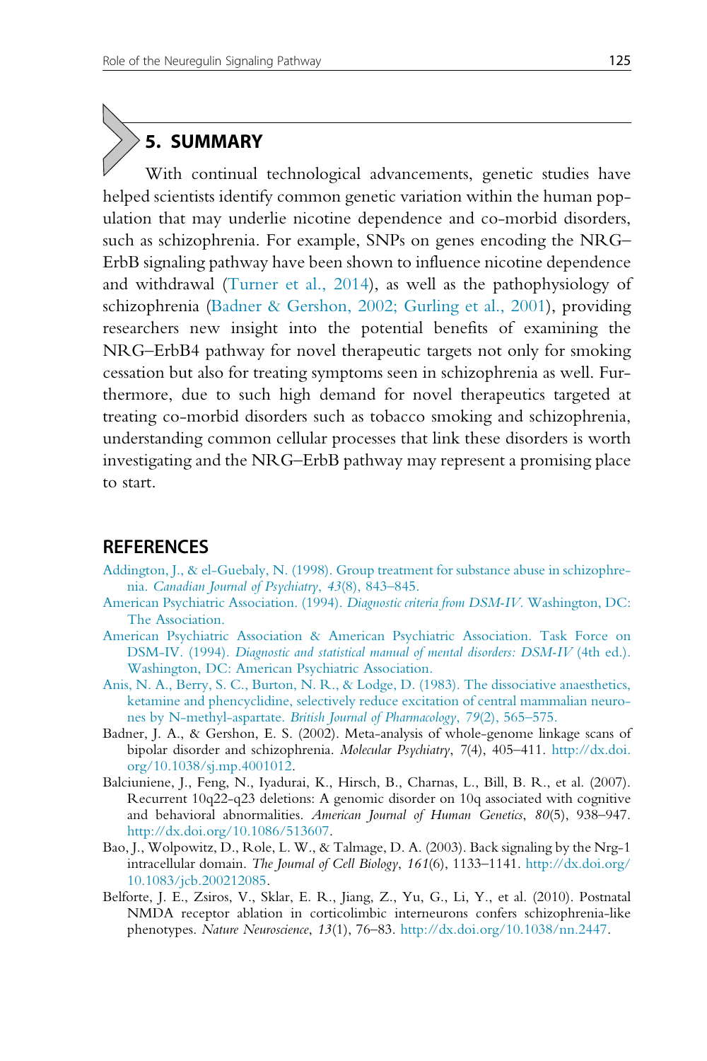## 5. SUMMARY

With continual technological advancements, genetic studies have helped scientists identify common genetic variation within the human population that may underlie nicotine dependence and co-morbid disorders, such as schizophrenia. For example, SNPs on genes encoding the NRG–ErbB signaling pathway have been shown to influence nicotine dependence and withdrawal (Turner et al., 2014), as well as the pathophysiology of schizophrenia (Badner & Gershon, 2002; Gurling et al., 2001), providing researchers new insight into the potential benefits of examining the NRG–ErbB4 pathway for novel therapeutic targets not only for smoking cessation but also for treating symptoms seen in schizophrenia as well. Furthermore, due to such high demand for novel therapeutics targeted at treating co-morbid disorders such as tobacco smoking and schizophrenia, understanding common cellular processes that link these disorders is worth investigating and the NRG–ErbB pathway may represent a promising place to start.

## REFERENCES

Addington, J., & el-Guebaly, N. (1998). Group treatment for substance abuse in schizophrenia. *Canadian Journal of Psychiatry*, *43*(8), 843–845.

American Psychiatric Association. (1994). *Diagnostic criteria from DSM-IV*. Washington, DC: The Association.

American Psychiatric Association & American Psychiatric Association. Task Force on DSM-IV. (1994). *Diagnostic and statistical manual of mental disorders: DSM-IV* (4th ed.). Washington, DC: American Psychiatric Association.

Anis, N. A., Berry, S. C., Burton, N. R., & Lodge, D. (1983). The dissociative anaesthetics, ketamine and phencyclidine, selectively reduce excitation of central mammalian neurones by N-methyl-aspartate. *British Journal of Pharmacology*, *79*(2), 565–575.

Badner, J. A., & Gershon, E. S. (2002). Meta-analysis of whole-genome linkage scans of bipolar disorder and schizophrenia. *Molecular Psychiatry*, 7(4), 405–411. http://dx.doi.org/10.1038/sj.mp.4001012.

Balciuniene, J., Feng, N., Iyadurai, K., Hirsch, B., Charnas, L., Bill, B. R., et al. (2007). Recurrent 10q22-q23 deletions: A genomic disorder on 10q associated with cognitive and behavioral abnormalities. *American Journal of Human Genetics*, *80*(5), 938–947. http://dx.doi.org/10.1086/513607.

Bao, J., Wolpowitz, D., Role, L. W., & Talmage, D. A. (2003). Back signaling by the Nrg-1 intracellular domain. *The Journal of Cell Biology*, *161*(6), 1133–1141. http://dx.doi.org/10.1083/jcb.200212085.

Belforte, J. E., Zsiros, V., Sklar, E. R., Jiang, Z., Yu, G., Li, Y., et al. (2010). Postnatal NMDA receptor ablation in corticolimbic interneurons confers schizophrenia-like phenotypes. *Nature Neuroscience*, *13*(1), 76–83. http://dx.doi.org/10.1038/nn.2447.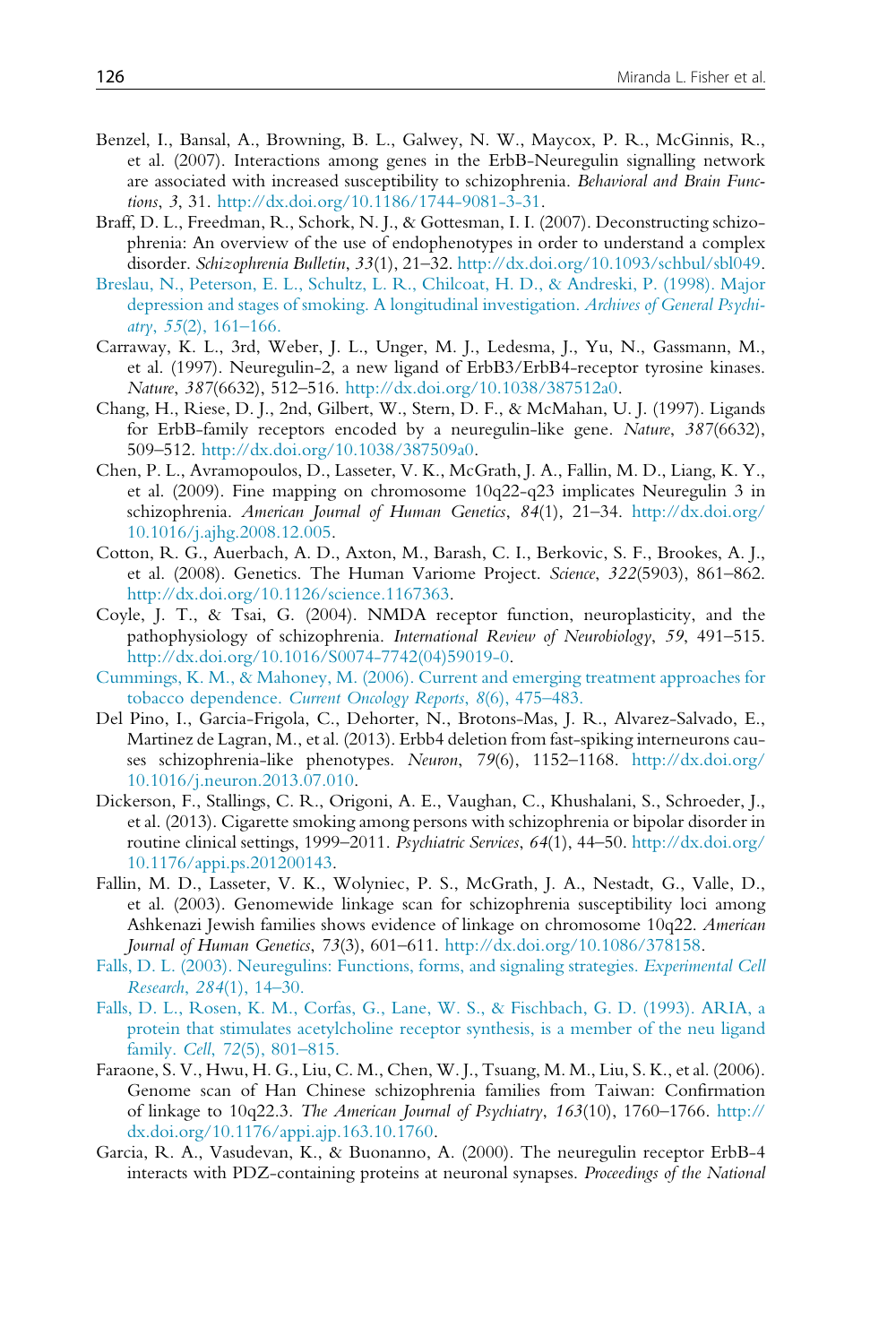Benzel, I., Bansal, A., Browning, B. L., Galwey, N. W., Maycox, P. R., McGinnis, R., et al. (2007). Interactions among genes in the ErbB-Neuregulin signalling network are associated with increased susceptibility to schizophrenia. *Behavioral and Brain Functions*, *3*, 31. http://dx.doi.org/10.1186/1744-9081-3-31.

Braff, D. L., Freedman, R., Schork, N. J., & Gottesman, I. I. (2007). Deconstructing schizophrenia: An overview of the use of endophenotypes in order to understand a complex disorder. *Schizophrenia Bulletin*, *33*(1), 21–32. http://dx.doi.org/10.1093/schbul/sbl049.

Breslau, N., Peterson, E. L., Schultz, L. R., Chilcoat, H. D., & Andreski, P. (1998). Major depression and stages of smoking. A longitudinal investigation. *Archives of General Psychiatry*, *55*(2), 161–166.

Carraway, K. L., 3rd, Weber, J. L., Unger, M. J., Ledesma, J., Yu, N., Gassmann, M., et al. (1997). Neuregulin-2, a new ligand of ErbB3/ErbB4-receptor tyrosine kinases. *Nature*, *387*(6632), 512–516. http://dx.doi.org/10.1038/387512a0.

Chang, H., Riese, D. J., 2nd, Gilbert, W., Stern, D. F., & McMahan, U. J. (1997). Ligands for ErbB-family receptors encoded by a neuregulin-like gene. *Nature*, *387*(6632), 509–512. http://dx.doi.org/10.1038/387509a0.

Chen, P. L., Avramopoulos, D., Lasseter, V. K., McGrath, J. A., Fallin, M. D., Liang, K. Y., et al. (2009). Fine mapping on chromosome 10q22-q23 implicates Neuregulin 3 in schizophrenia. *American Journal of Human Genetics*, *84*(1), 21–34. http://dx.doi.org/10.1016/j.ajhg.2008.12.005.

Cotton, R. G., Auerbach, A. D., Axton, M., Barash, C. I., Berkovic, S. F., Brookes, A. J., et al. (2008). Genetics. The Human Variome Project. *Science*, *322*(5903), 861–862. http://dx.doi.org/10.1126/science.1167363.

Coyle, J. T., & Tsai, G. (2004). NMDA receptor function, neuroplasticity, and the pathophysiology of schizophrenia. *International Review of Neurobiology*, *59*, 491–515. http://dx.doi.org/10.1016/S0074-7742(04)59019-0.

Cummings, K. M., & Mahoney, M. (2006). Current and emerging treatment approaches for tobacco dependence. *Current Oncology Reports*, *8*(6), 475–483.

Del Pino, I., Garcia-Frigola, C., Dehorter, N., Brotons-Mas, J. R., Alvarez-Salvado, E., Martinez de Lagran, M., et al. (2013). Erbb4 deletion from fast-spiking interneurons causes schizophrenia-like phenotypes. *Neuron*, *79*(6), 1152–1168. http://dx.doi.org/10.1016/j.neuron.2013.07.010.

Dickerson, F., Stallings, C. R., Origoni, A. E., Vaughan, C., Khushalani, S., Schroeder, J., et al. (2013). Cigarette smoking among persons with schizophrenia or bipolar disorder in routine clinical settings, 1999–2011. *Psychiatric Services*, *64*(1), 44–50. http://dx.doi.org/10.1176/appi.ps.201200143.

Fallin, M. D., Lasseter, V. K., Wolyniec, P. S., McGrath, J. A., Nestadt, G., Valle, D., et al. (2003). Genomewide linkage scan for schizophrenia susceptibility loci among Ashkenazi Jewish families shows evidence of linkage on chromosome 10q22. *American Journal of Human Genetics*, *73*(3), 601–611. http://dx.doi.org/10.1086/378158.

Falls, D. L. (2003). Neuregulins: Functions, forms, and signaling strategies. *Experimental Cell Research*, *284*(1), 14–30.

Falls, D. L., Rosen, K. M., Corfas, G., Lane, W. S., & Fischbach, G. D. (1993). ARIA, a protein that stimulates acetylcholine receptor synthesis, is a member of the neu ligand family. *Cell*, *72*(5), 801–815.

Faraone, S. V., Hwu, H. G., Liu, C. M., Chen, W. J., Tsuang, M. M., Liu, S. K., et al. (2006). Genome scan of Han Chinese schizophrenia families from Taiwan: Confirmation of linkage to 10q22.3. *The American Journal of Psychiatry*, *163*(10), 1760–1766. http://dx.doi.org/10.1176/appi.ajp.163.10.1760.

Garcia, R. A., Vasudevan, K., & Buonanno, A. (2000). The neuregulin receptor ErbB-4 interacts with PDZ-containing proteins at neuronal synapses. *Proceedings of the National*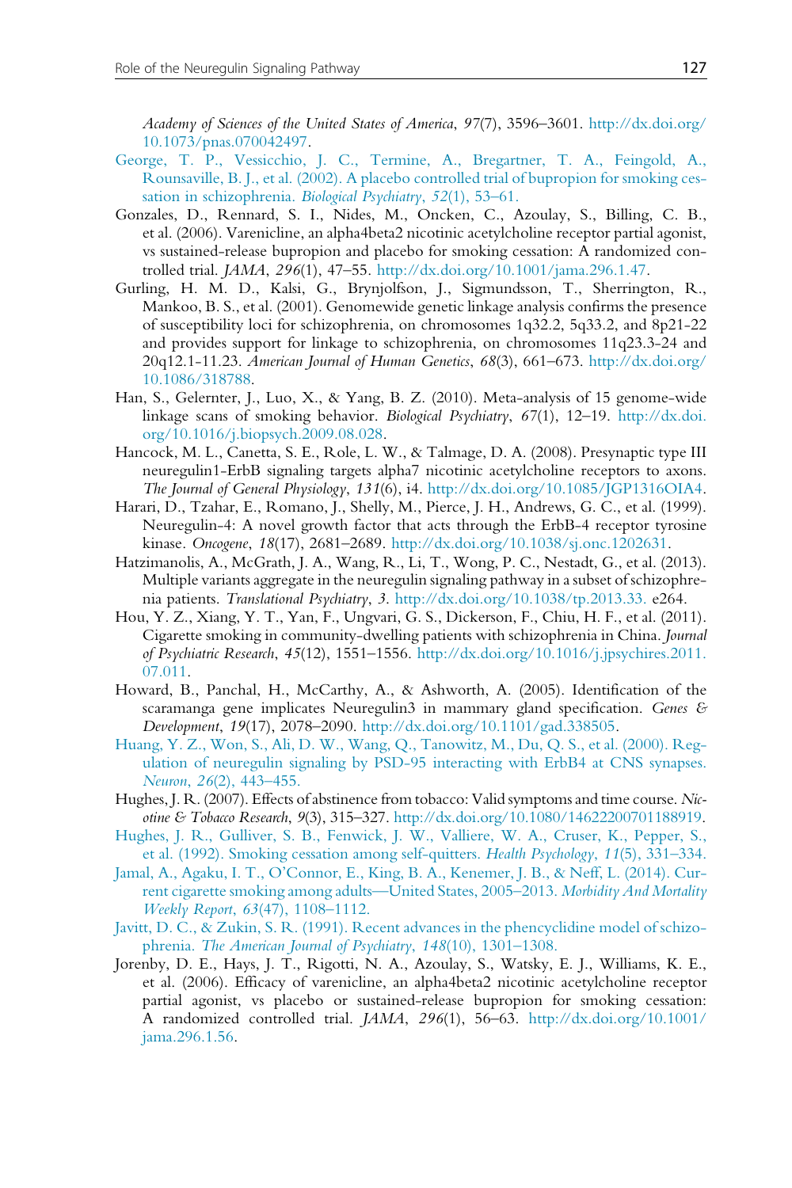Academy of Sciences of the United States of America, 97(7), 3596–3601. http://dx.doi.org/10.1073/pnas.070042497.

George, T. P., Vessicchio, J. C., Termine, A., Bregartner, T. A., Feingold, A., Rounsaville, B. J., et al. (2002). A placebo controlled trial of bupropion for smoking cessation in schizophrenia. *Biological Psychiatry*, *52*(1), 53–61.

Gonzales, D., Rennard, S. I., Nides, M., Oncken, C., Azoulay, S., Billing, C. B., et al. (2006). Varenicline, an alpha4beta2 nicotinic acetylcholine receptor partial agonist, vs sustained-release bupropion and placebo for smoking cessation: A randomized controlled trial. *JAMA*, *296*(1), 47–55. http://dx.doi.org/10.1001/jama.296.1.47.

Gurling, H. M. D., Kalsi, G., Brynjolfson, J., Sigmundsson, T., Sherrington, R., Mankoo, B. S., et al. (2001). Genomewide genetic linkage analysis confirms the presence of susceptibility loci for schizophrenia, on chromosomes 1q32.2, 5q33.2, and 8p21-22 and provides support for linkage to schizophrenia, on chromosomes 11q23.3-24 and 20q12.1-11.23. *American Journal of Human Genetics*, *68*(3), 661–673. http://dx.doi.org/10.1086/318788.

Han, S., Gelernter, J., Luo, X., & Yang, B. Z. (2010). Meta-analysis of 15 genome-wide linkage scans of smoking behavior. *Biological Psychiatry*, *67*(1), 12–19. http://dx.doi.org/10.1016/j.biopsych.2009.08.028.

Hancock, M. L., Canetta, S. E., Role, L. W., & Talmage, D. A. (2008). Presynaptic type III neuregulin1-ErbB signaling targets alpha7 nicotinic acetylcholine receptors to axons. *The Journal of General Physiology*, *131*(6), i4. http://dx.doi.org/10.1085/JGP1316OIA4.

Harari, D., Tzahar, E., Romano, J., Shelly, M., Pierce, J. H., Andrews, G. C., et al. (1999). Neuregulin-4: A novel growth factor that acts through the ErbB-4 receptor tyrosine kinase. *Oncogene*, *18*(17), 2681–2689. http://dx.doi.org/10.1038/sj.onc.1202631.

Hatzimanolis, A., McGrath, J. A., Wang, R., Li, T., Wong, P. C., Nestadt, G., et al. (2013). Multiple variants aggregate in the neuregulin signaling pathway in a subset of schizophrenia patients. *Translational Psychiatry*, *3*. http://dx.doi.org/10.1038/tp.2013.33. e264.

Hou, Y. Z., Xiang, Y. T., Yan, F., Ungvari, G. S., Dickerson, F., Chiu, H. F., et al. (2011). Cigarette smoking in community-dwelling patients with schizophrenia in China. *Journal of Psychiatric Research*, *45*(12), 1551–1556. http://dx.doi.org/10.1016/j.jpsychires.2011.07.011.

Howard, B., Panchal, H., McCarthy, A., & Ashworth, A. (2005). Identification of the scaramanga gene implicates Neuregulin3 in mammary gland specification. *Genes & Development*, *19*(17), 2078–2090. http://dx.doi.org/10.1101/gad.338505.

Huang, Y. Z., Won, S., Ali, D. W., Wang, Q., Tanowitz, M., Du, Q. S., et al. (2000). Regulation of neuregulin signaling by PSD-95 interacting with ErbB4 at CNS synapses. *Neuron*, *26*(2), 443–455.

Hughes, J. R. (2007). Effects of abstinence from tobacco: Valid symptoms and time course. *Nicotine & Tobacco Research*, *9*(3), 315–327. http://dx.doi.org/10.1080/14622200701188919.

Hughes, J. R., Gulliver, S. B., Fenwick, J. W., Valliere, W. A., Cruser, K., Pepper, S., et al. (1992). Smoking cessation among self-quitters. *Health Psychology*, *11*(5), 331–334.

Jamal, A., Agaku, I. T., O'Connor, E., King, B. A., Kenemer, J. B., & Neff, L. (2014). Current cigarette smoking among adults—United States, 2005–2013. *Morbidity And Mortality Weekly Report*, *63*(47), 1108–1112.

Javitt, D. C., & Zukin, S. R. (1991). Recent advances in the phencyclidine model of schizophrenia. *The American Journal of Psychiatry*, *148*(10), 1301–1308.

Jorenby, D. E., Hays, J. T., Rigotti, N. A., Azoulay, S., Watsky, E. J., Williams, K. E., et al. (2006). Efficacy of varenicline, an alpha4beta2 nicotinic acetylcholine receptor partial agonist, vs placebo or sustained-release bupropion for smoking cessation: A randomized controlled trial. *JAMA*, *296*(1), 56–63. http://dx.doi.org/10.1001/jama.296.1.56.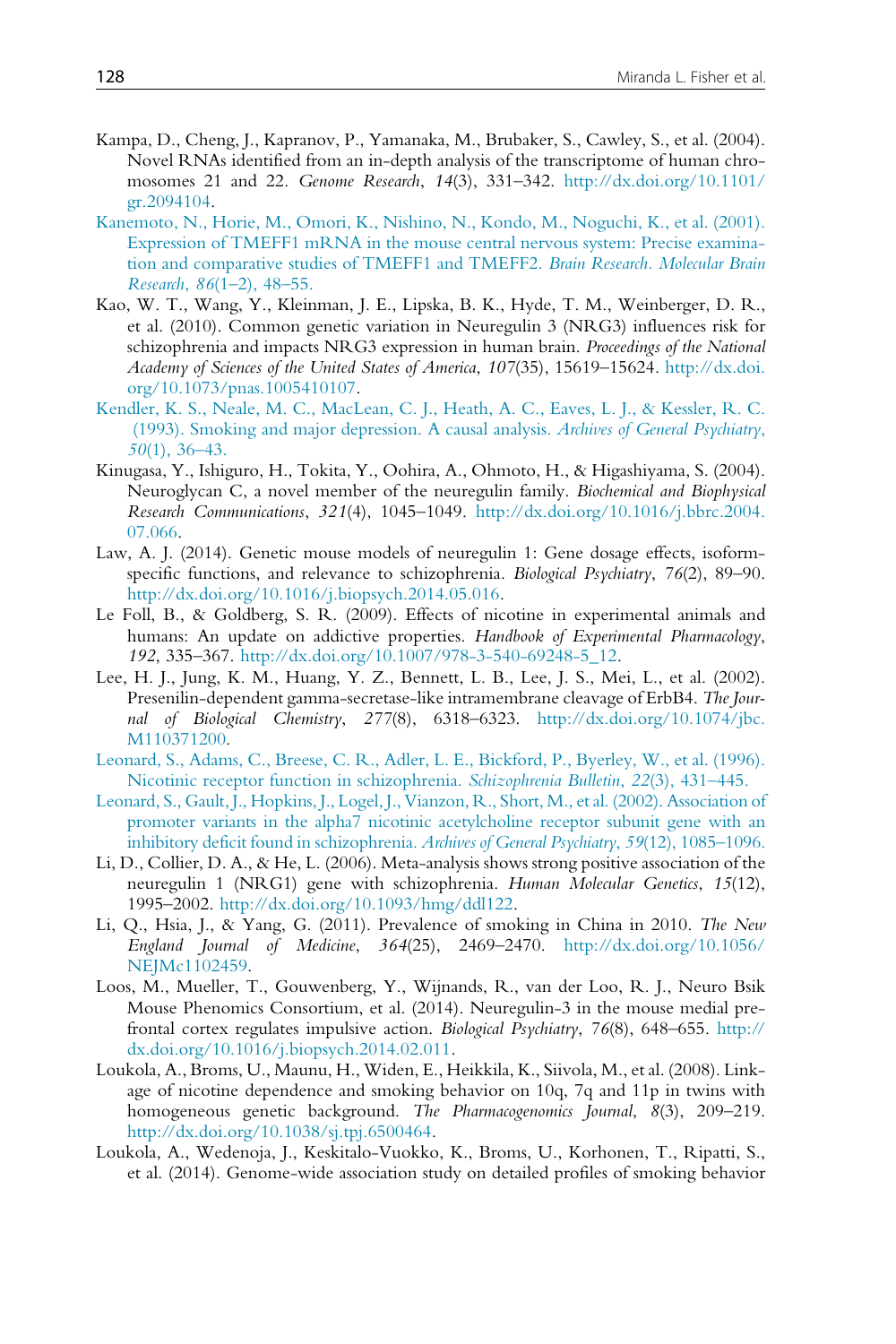Kampa, D., Cheng, J., Kapranov, P., Yamanaka, M., Brubaker, S., Cawley, S., et al. (2004). Novel RNAs identified from an in-depth analysis of the transcriptome of human chromosomes 21 and 22. *Genome Research*, *14*(3), 331–342. http://dx.doi.org/10.1101/gr.2094104.

Kanemoto, N., Horie, M., Omori, K., Nishino, N., Kondo, M., Noguchi, K., et al. (2001). Expression of TMEFF1 mRNA in the mouse central nervous system: Precise examination and comparative studies of TMEFF1 and TMEFF2. *Brain Research. Molecular Brain Research*, *86*(1–2), 48–55.

Kao, W. T., Wang, Y., Kleinman, J. E., Lipska, B. K., Hyde, T. M., Weinberger, D. R., et al. (2010). Common genetic variation in Neuregulin 3 (NRG3) influences risk for schizophrenia and impacts NRG3 expression in human brain. *Proceedings of the National Academy of Sciences of the United States of America*, *107*(35), 15619–15624. http://dx.doi.org/10.1073/pnas.1005410107.

Kendler, K. S., Neale, M. C., MacLean, C. J., Heath, A. C., Eaves, L. J., & Kessler, R. C. (1993). Smoking and major depression. A causal analysis. *Archives of General Psychiatry*, *50*(1), 36–43.

Kinugasa, Y., Ishiguro, H., Tokita, Y., Oohira, A., Ohmoto, H., & Higashiyama, S. (2004). Neuroglycan C, a novel member of the neuregulin family. *Biochemical and Biophysical Research Communications*, *321*(4), 1045–1049. http://dx.doi.org/10.1016/j.bbrc.2004.07.066.

Law, A. J. (2014). Genetic mouse models of neuregulin 1: Gene dosage effects, isoform-specific functions, and relevance to schizophrenia. *Biological Psychiatry*, *76*(2), 89–90. http://dx.doi.org/10.1016/j.biopsych.2014.05.016.

Le Foll, B., & Goldberg, S. R. (2009). Effects of nicotine in experimental animals and humans: An update on addictive properties. *Handbook of Experimental Pharmacology*, *192*, 335–367. http://dx.doi.org/10.1007/978-3-540-69248-5_12.

Lee, H. J., Jung, K. M., Huang, Y. Z., Bennett, L. B., Lee, J. S., Mei, L., et al. (2002). Presenilin-dependent gamma-secretase-like intramembrane cleavage of ErbB4. *The Journal of Biological Chemistry*, *277*(8), 6318–6323. http://dx.doi.org/10.1074/jbc.M110371200.

Leonard, S., Adams, C., Breese, C. R., Adler, L. E., Bickford, P., Byerley, W., et al. (1996). Nicotinic receptor function in schizophrenia. *Schizophrenia Bulletin*, *22*(3), 431–445.

Leonard, S., Gault, J., Hopkins, J., Logel, J., Vianzon, R., Short, M., et al. (2002). Association of promoter variants in the alpha7 nicotinic acetylcholine receptor subunit gene with an inhibitory deficit found in schizophrenia. *Archives of General Psychiatry*, *59*(12), 1085–1096.

Li, D., Collier, D. A., & He, L. (2006). Meta-analysis shows strong positive association of the neuregulin 1 (NRG1) gene with schizophrenia. *Human Molecular Genetics*, *15*(12), 1995–2002. http://dx.doi.org/10.1093/hmg/ddl122.

Li, Q., Hsia, J., & Yang, G. (2011). Prevalence of smoking in China in 2010. *The New England Journal of Medicine*, *364*(25), 2469–2470. http://dx.doi.org/10.1056/NEJMc1102459.

Loos, M., Mueller, T., Gouwenberg, Y., Wijnands, R., van der Loo, R. J., Neuro Bsik Mouse Phenomics Consortium, et al. (2014). Neuregulin-3 in the mouse medial prefrontal cortex regulates impulsive action. *Biological Psychiatry*, *76*(8), 648–655. http://dx.doi.org/10.1016/j.biopsych.2014.02.011.

Loukola, A., Broms, U., Maunu, H., Widen, E., Heikkila, K., Siivola, M., et al. (2008). Linkage of nicotine dependence and smoking behavior on 10q, 7q and 11p in twins with homogeneous genetic background. *The Pharmacogenomics Journal*, *8*(3), 209–219. http://dx.doi.org/10.1038/sj.tpj.6500464.

Loukola, A., Wedenoja, J., Keskitalo-Vuokko, K., Broms, U., Korhonen, T., Ripatti, S., et al. (2014). Genome-wide association study on detailed profiles of smoking behavior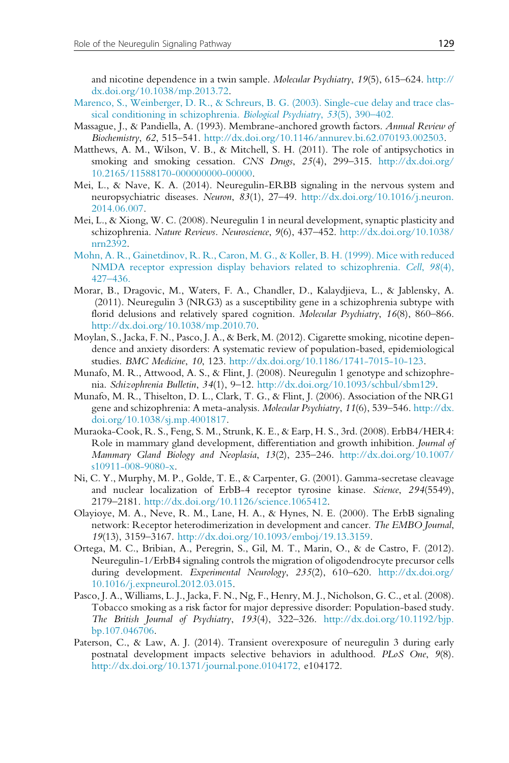and nicotine dependence in a twin sample. *Molecular Psychiatry*, *19*(5), 615–624. http://dx.doi.org/10.1038/mp.2013.72.

Marenco, S., Weinberger, D. R., & Schreurs, B. G. (2003). Single-cue delay and trace classical conditioning in schizophrenia. *Biological Psychiatry*, *53*(5), 390–402.

Massague, J., & Pandiella, A. (1993). Membrane-anchored growth factors. *Annual Review of Biochemistry*, *62*, 515–541. http://dx.doi.org/10.1146/annurev.bi.62.070193.002503.

Matthews, A. M., Wilson, V. B., & Mitchell, S. H. (2011). The role of antipsychotics in smoking and smoking cessation. *CNS Drugs*, *25*(4), 299–315. http://dx.doi.org/10.2165/11588170-000000000-00000.

Mei, L., & Nave, K. A. (2014). Neuregulin-ERBB signaling in the nervous system and neuropsychiatric diseases. *Neuron*, *83*(1), 27–49. http://dx.doi.org/10.1016/j.neuron.2014.06.007.

Mei, L., & Xiong, W. C. (2008). Neuregulin 1 in neural development, synaptic plasticity and schizophrenia. *Nature Reviews. Neuroscience*, *9*(6), 437–452. http://dx.doi.org/10.1038/nrn2392.

Mohn, A. R., Gainetdinov, R. R., Caron, M. G., & Koller, B. H. (1999). Mice with reduced NMDA receptor expression display behaviors related to schizophrenia. *Cell*, *98*(4), 427–436.

Morar, B., Dragovic, M., Waters, F. A., Chandler, D., Kalaydjieva, L., & Jablensky, A. (2011). Neuregulin 3 (NRG3) as a susceptibility gene in a schizophrenia subtype with florid delusions and relatively spared cognition. *Molecular Psychiatry*, *16*(8), 860–866. http://dx.doi.org/10.1038/mp.2010.70.

Moylan, S., Jacka, F. N., Pasco, J. A., & Berk, M. (2012). Cigarette smoking, nicotine dependence and anxiety disorders: A systematic review of population-based, epidemiological studies. *BMC Medicine*, *10*, 123. http://dx.doi.org/10.1186/1741-7015-10-123.

Munafo, M. R., Attwood, A. S., & Flint, J. (2008). Neuregulin 1 genotype and schizophrenia. *Schizophrenia Bulletin*, *34*(1), 9–12. http://dx.doi.org/10.1093/schbul/sbm129.

Munafo, M. R., Thiselton, D. L., Clark, T. G., & Flint, J. (2006). Association of the NRG1 gene and schizophrenia: A meta-analysis. *Molecular Psychiatry*, *11*(6), 539–546. http://dx.doi.org/10.1038/sj.mp.4001817.

Muraoka-Cook, R. S., Feng, S. M., Strunk, K. E., & Earp, H. S., 3rd. (2008). ErbB4/HER4: Role in mammary gland development, differentiation and growth inhibition. *Journal of Mammary Gland Biology and Neoplasia*, *13*(2), 235–246. http://dx.doi.org/10.1007/s10911-008-9080-x.

Ni, C. Y., Murphy, M. P., Golde, T. E., & Carpenter, G. (2001). Gamma-secretase cleavage and nuclear localization of ErbB-4 receptor tyrosine kinase. *Science*, *294*(5549), 2179–2181. http://dx.doi.org/10.1126/science.1065412.

Olayioye, M. A., Neve, R. M., Lane, H. A., & Hynes, N. E. (2000). The ErbB signaling network: Receptor heterodimerization in development and cancer. *The EMBO Journal*, *19*(13), 3159–3167. http://dx.doi.org/10.1093/emboj/19.13.3159.

Ortega, M. C., Bribian, A., Peregrin, S., Gil, M. T., Marin, O., & de Castro, F. (2012). Neuregulin-1/ErbB4 signaling controls the migration of oligodendrocyte precursor cells during development. *Experimental Neurology*, *235*(2), 610–620. http://dx.doi.org/10.1016/j.expneurol.2012.03.015.

Pasco, J. A., Williams, L. J., Jacka, F. N., Ng, F., Henry, M. J., Nicholson, G. C., et al. (2008). Tobacco smoking as a risk factor for major depressive disorder: Population-based study. *The British Journal of Psychiatry*, *193*(4), 322–326. http://dx.doi.org/10.1192/bjp.bp.107.046706.

Paterson, C., & Law, A. J. (2014). Transient overexposure of neuregulin 3 during early postnatal development impacts selective behaviors in adulthood. *PLoS One*, *9*(8). http://dx.doi.org/10.1371/journal.pone.0104172, e104172.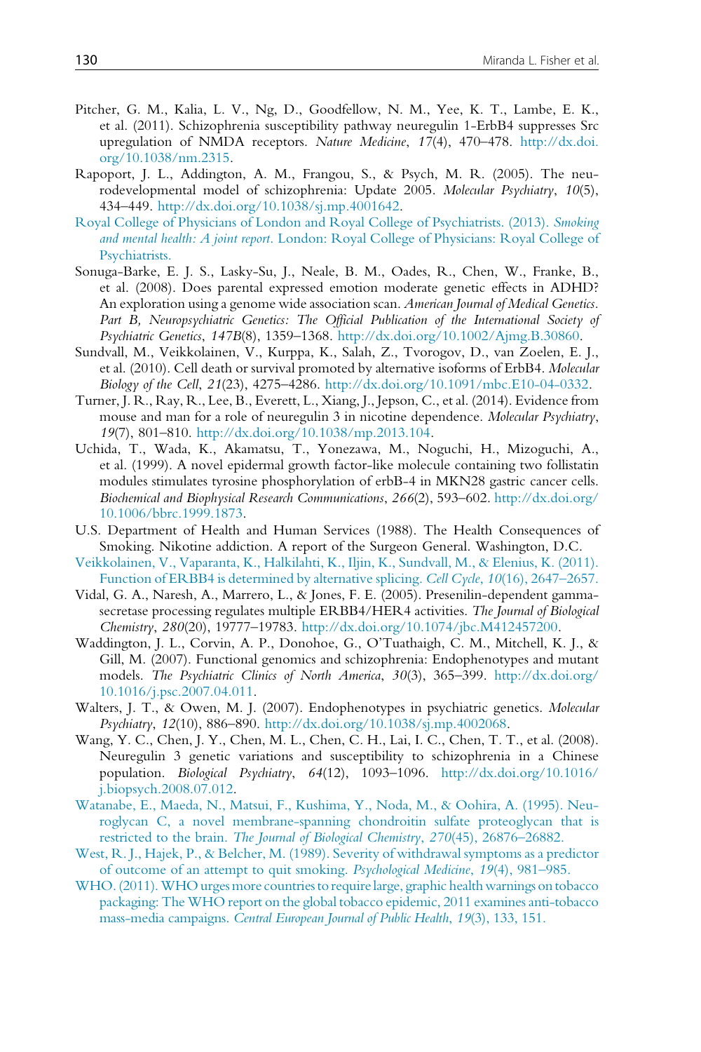Pitcher, G. M., Kalia, L. V., Ng, D., Goodfellow, N. M., Yee, K. T., Lambe, E. K., et al. (2011). Schizophrenia susceptibility pathway neuregulin 1-ErbB4 suppresses Src upregulation of NMDA receptors. *Nature Medicine*, *17*(4), 470–478. http://dx.doi.org/10.1038/nm.2315.

Rapoport, J. L., Addington, A. M., Frangou, S., & Psych, M. R. (2005). The neurodevelopmental model of schizophrenia: Update 2005. *Molecular Psychiatry*, *10*(5), 434–449. http://dx.doi.org/10.1038/sj.mp.4001642.

Royal College of Physicians of London and Royal College of Psychiatrists. (2013). *Smoking and mental health: A joint report*. London: Royal College of Physicians: Royal College of Psychiatrists.

Sonuga-Barke, E. J. S., Lasky-Su, J., Neale, B. M., Oades, R., Chen, W., Franke, B., et al. (2008). Does parental expressed emotion moderate genetic effects in ADHD? An exploration using a genome wide association scan. *American Journal of Medical Genetics. Part B, Neuropsychiatric Genetics: The Official Publication of the International Society of Psychiatric Genetics*, *147B*(8), 1359–1368. http://dx.doi.org/10.1002/Ajmg.B.30860.

Sundvall, M., Veikkolainen, V., Kurppa, K., Salah, Z., Tvorogov, D., van Zoelen, E. J., et al. (2010). Cell death or survival promoted by alternative isoforms of ErbB4. *Molecular Biology of the Cell*, *21*(23), 4275–4286. http://dx.doi.org/10.1091/mbc.E10-04-0332.

Turner, J. R., Ray, R., Lee, B., Everett, L., Xiang, J., Jepson, C., et al. (2014). Evidence from mouse and man for a role of neuregulin 3 in nicotine dependence. *Molecular Psychiatry*, *19*(7), 801–810. http://dx.doi.org/10.1038/mp.2013.104.

Uchida, T., Wada, K., Akamatsu, T., Yonezawa, M., Noguchi, H., Mizoguchi, A., et al. (1999). A novel epidermal growth factor-like molecule containing two follistatin modules stimulates tyrosine phosphorylation of erbB-4 in MKN28 gastric cancer cells. *Biochemical and Biophysical Research Communications*, *266*(2), 593–602. http://dx.doi.org/10.1006/bbrc.1999.1873.

U.S. Department of Health and Human Services (1988). The Health Consequences of Smoking. Nikotine addiction. A report of the Surgeon General. Washington, D.C.

Veikkolainen, V., Vaparanta, K., Halkilahti, K., Iljin, K., Sundvall, M., & Elenius, K. (2011). Function of ERBB4 is determined by alternative splicing. *Cell Cycle*, *10*(16), 2647–2657.

Vidal, G. A., Naresh, A., Marrero, L., & Jones, F. E. (2005). Presenilin-dependent gamma-secretase processing regulates multiple ERBB4/HER4 activities. *The Journal of Biological Chemistry*, *280*(20), 19777–19783. http://dx.doi.org/10.1074/jbc.M412457200.

Waddington, J. L., Corvin, A. P., Donohoe, G., O'Tuathaigh, C. M., Mitchell, K. J., & Gill, M. (2007). Functional genomics and schizophrenia: Endophenotypes and mutant models. *The Psychiatric Clinics of North America*, *30*(3), 365–399. http://dx.doi.org/10.1016/j.psc.2007.04.011.

Walters, J. T., & Owen, M. J. (2007). Endophenotypes in psychiatric genetics. *Molecular Psychiatry*, *12*(10), 886–890. http://dx.doi.org/10.1038/sj.mp.4002068.

Wang, Y. C., Chen, J. Y., Chen, M. L., Chen, C. H., Lai, I. C., Chen, T. T., et al. (2008). Neuregulin 3 genetic variations and susceptibility to schizophrenia in a Chinese population. *Biological Psychiatry*, *64*(12), 1093–1096. http://dx.doi.org/10.1016/j.biopsych.2008.07.012.

Watanabe, E., Maeda, N., Matsui, F., Kushima, Y., Noda, M., & Oohira, A. (1995). Neuroglycan C, a novel membrane-spanning chondroitin sulfate proteoglycan that is restricted to the brain. *The Journal of Biological Chemistry*, *270*(45), 26876–26882.

West, R. J., Hajek, P., & Belcher, M. (1989). Severity of withdrawal symptoms as a predictor of outcome of an attempt to quit smoking. *Psychological Medicine*, *19*(4), 981–985.

WHO. (2011). WHO urges more countries to require large, graphic health warnings on tobacco packaging: The WHO report on the global tobacco epidemic, 2011 examines anti-tobacco mass-media campaigns. *Central European Journal of Public Health*, *19*(3), 133, 151.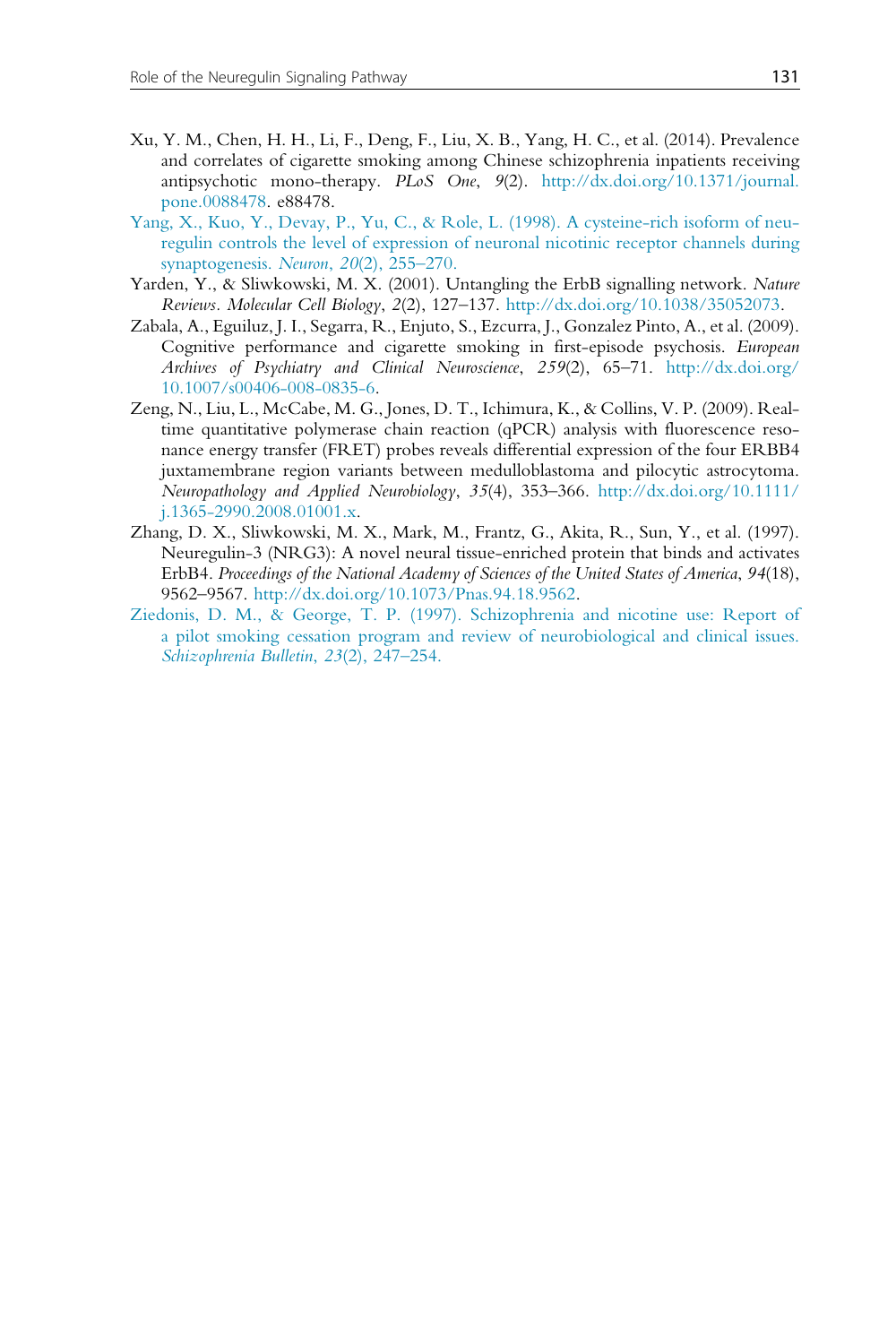Xu, Y. M., Chen, H. H., Li, F., Deng, F., Liu, X. B., Yang, H. C., et al. (2014). Prevalence and correlates of cigarette smoking among Chinese schizophrenia inpatients receiving antipsychotic mono-therapy. *PLoS One*, *9*(2). http://dx.doi.org/10.1371/journal.pone.0088478. e88478.

Yang, X., Kuo, Y., Devay, P., Yu, C., & Role, L. (1998). A cysteine-rich isoform of neuregulin controls the level of expression of neuronal nicotinic receptor channels during synaptogenesis. *Neuron*, *20*(2), 255–270.

Yarden, Y., & Sliwkowski, M. X. (2001). Untangling the ErbB signalling network. *Nature Reviews. Molecular Cell Biology*, *2*(2), 127–137. http://dx.doi.org/10.1038/35052073.

Zabala, A., Eguiluz, J. I., Segarra, R., Enjuto, S., Ezcurra, J., Gonzalez Pinto, A., et al. (2009). Cognitive performance and cigarette smoking in first-episode psychosis. *European Archives of Psychiatry and Clinical Neuroscience*, *259*(2), 65–71. http://dx.doi.org/10.1007/s00406-008-0835-6.

Zeng, N., Liu, L., McCabe, M. G., Jones, D. T., Ichimura, K., & Collins, V. P. (2009). Real-time quantitative polymerase chain reaction (qPCR) analysis with fluorescence resonance energy transfer (FRET) probes reveals differential expression of the four ERBB4 juxtamembrane region variants between medulloblastoma and pilocytic astrocytoma. *Neuropathology and Applied Neurobiology*, *35*(4), 353–366. http://dx.doi.org/10.1111/j.1365-2990.2008.01001.x.

Zhang, D. X., Sliwkowski, M. X., Mark, M., Frantz, G., Akita, R., Sun, Y., et al. (1997). Neuregulin-3 (NRG3): A novel neural tissue-enriched protein that binds and activates ErbB4. *Proceedings of the National Academy of Sciences of the United States of America*, *94*(18), 9562–9567. http://dx.doi.org/10.1073/Pnas.94.18.9562.

Ziedonis, D. M., & George, T. P. (1997). Schizophrenia and nicotine use: Report of a pilot smoking cessation program and review of neurobiological and clinical issues. *Schizophrenia Bulletin*, *23*(2), 247–254.